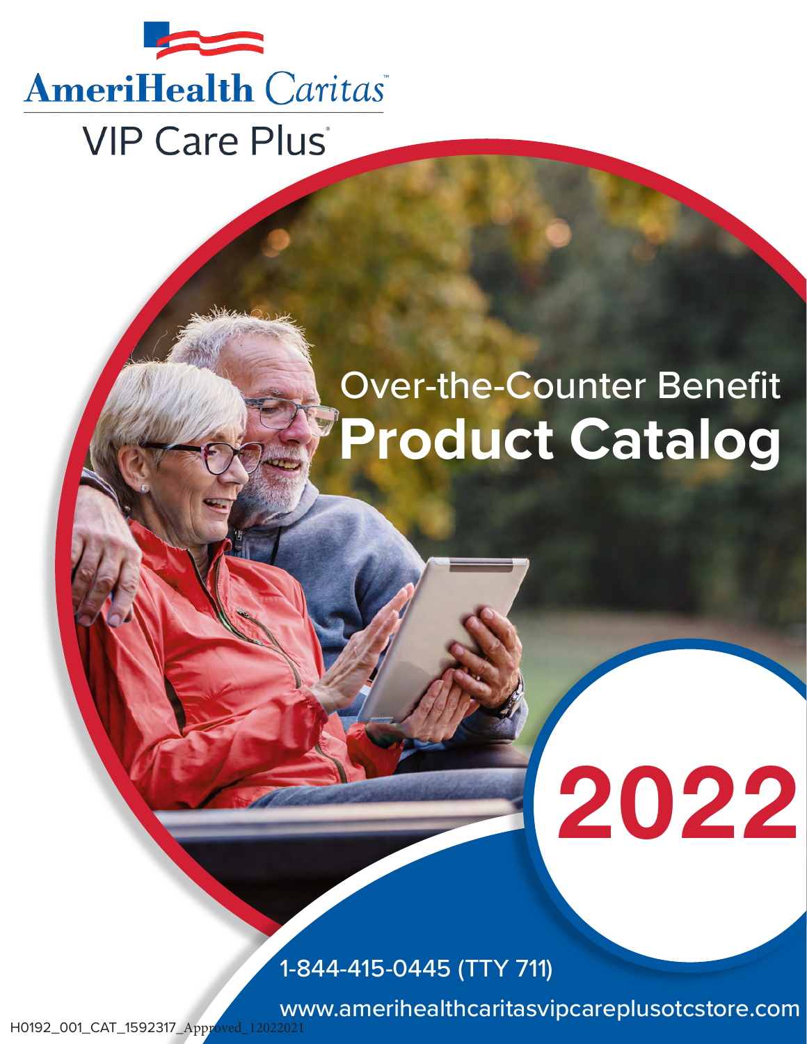AmeriHealth Caritas

VIP Care Plus®

# Over-the-Counter Benefit
# Product Catalog

# 2022

1-844-415-0445 (TTY 711)

www.amerihealthcaritasvipcareplusotcstore.com

H0192_001_CAT_1592317_Approved_12022021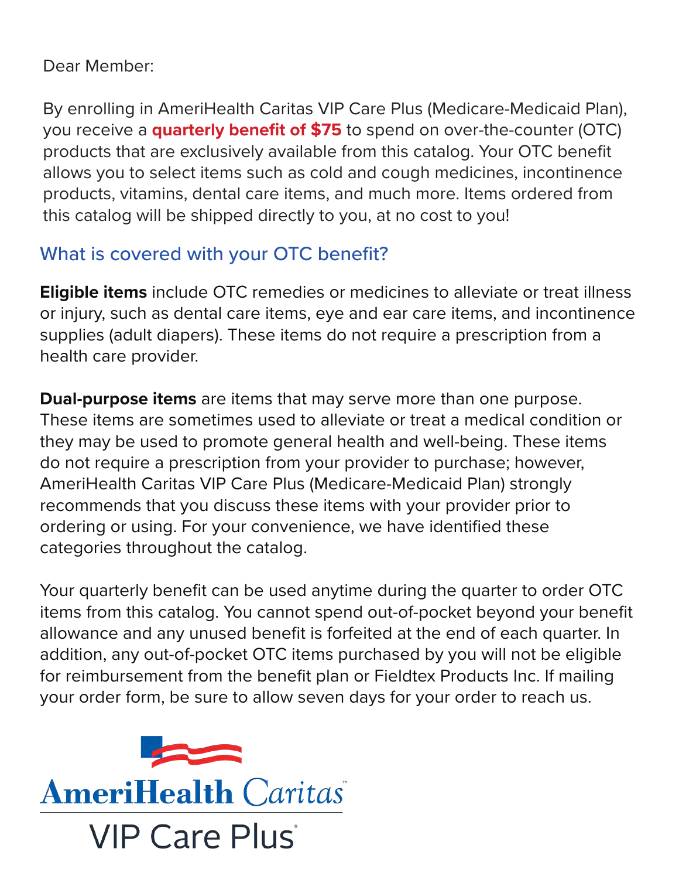Dear Member:

By enrolling in AmeriHealth Caritas VIP Care Plus (Medicare-Medicaid Plan), you receive a **quarterly benefit of $75** to spend on over-the-counter (OTC) products that are exclusively available from this catalog. Your OTC benefit allows you to select items such as cold and cough medicines, incontinence products, vitamins, dental care items, and much more. Items ordered from this catalog will be shipped directly to you, at no cost to you!

## What is covered with your OTC benefit?

**Eligible items** include OTC remedies or medicines to alleviate or treat illness or injury, such as dental care items, eye and ear care items, and incontinence supplies (adult diapers). These items do not require a prescription from a health care provider.

**Dual-purpose items** are items that may serve more than one purpose. These items are sometimes used to alleviate or treat a medical condition or they may be used to promote general health and well-being. These items do not require a prescription from your provider to purchase; however, AmeriHealth Caritas VIP Care Plus (Medicare-Medicaid Plan) strongly recommends that you discuss these items with your provider prior to ordering or using. For your convenience, we have identified these categories throughout the catalog.

Your quarterly benefit can be used anytime during the quarter to order OTC items from this catalog. You cannot spend out-of-pocket beyond your benefit allowance and any unused benefit is forfeited at the end of each quarter. In addition, any out-of-pocket OTC items purchased by you will not be eligible for reimbursement from the benefit plan or Fieldtex Products Inc. If mailing your order form, be sure to allow seven days for your order to reach us.

AmeriHealth Caritas™
VIP Care Plus®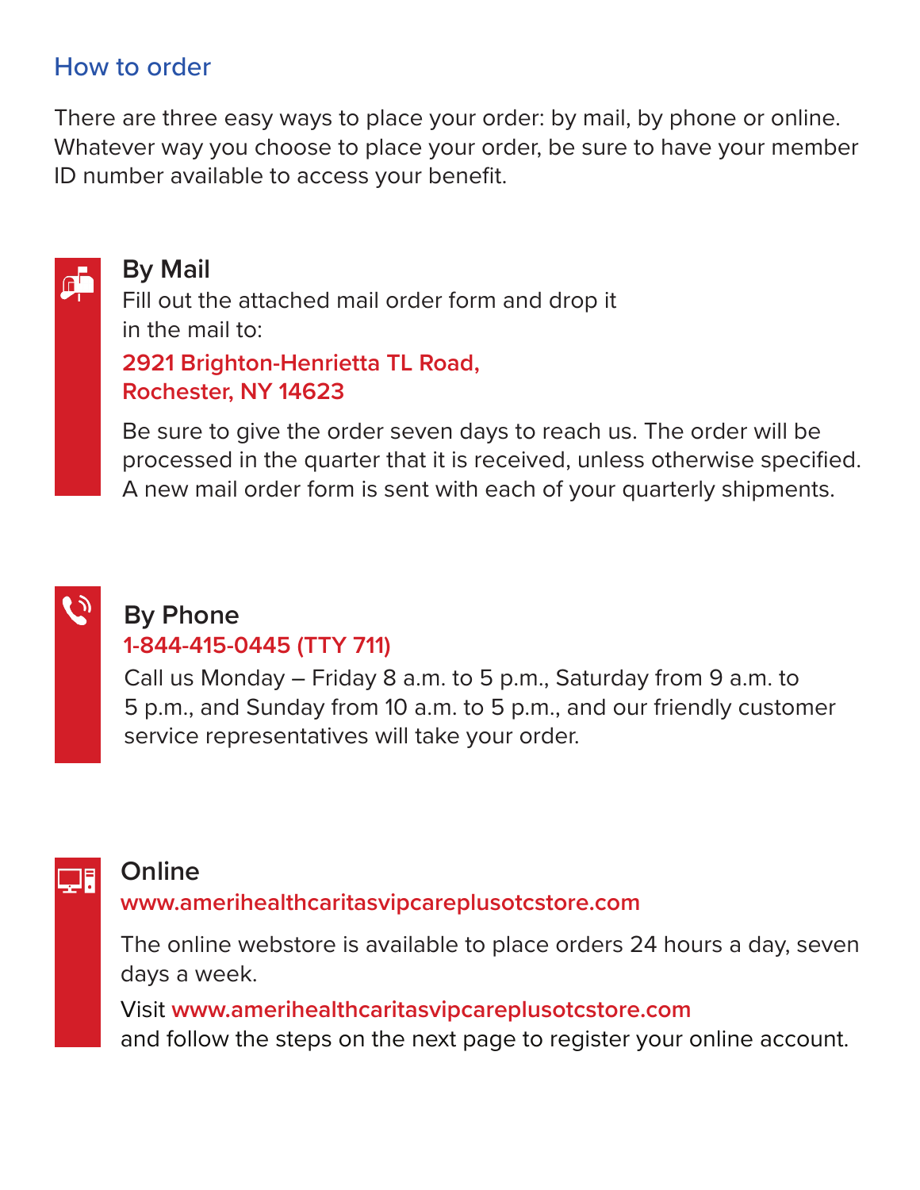## How to order

There are three easy ways to place your order: by mail, by phone or online. Whatever way you choose to place your order, be sure to have your member ID number available to access your benefit.

### By Mail

Fill out the attached mail order form and drop it in the mail to:

**2921 Brighton-Henrietta TL Road, Rochester, NY 14623**

Be sure to give the order seven days to reach us. The order will be processed in the quarter that it is received, unless otherwise specified. A new mail order form is sent with each of your quarterly shipments.

### By Phone

**1-844-415-0445 (TTY 711)**

Call us Monday – Friday 8 a.m. to 5 p.m., Saturday from 9 a.m. to 5 p.m., and Sunday from 10 a.m. to 5 p.m., and our friendly customer service representatives will take your order.

### Online

**www.amerihealthcaritasvipcareplusotcstore.com**

The online webstore is available to place orders 24 hours a day, seven days a week.

Visit **www.amerihealthcaritasvipcareplusotcstore.com** and follow the steps on the next page to register your online account.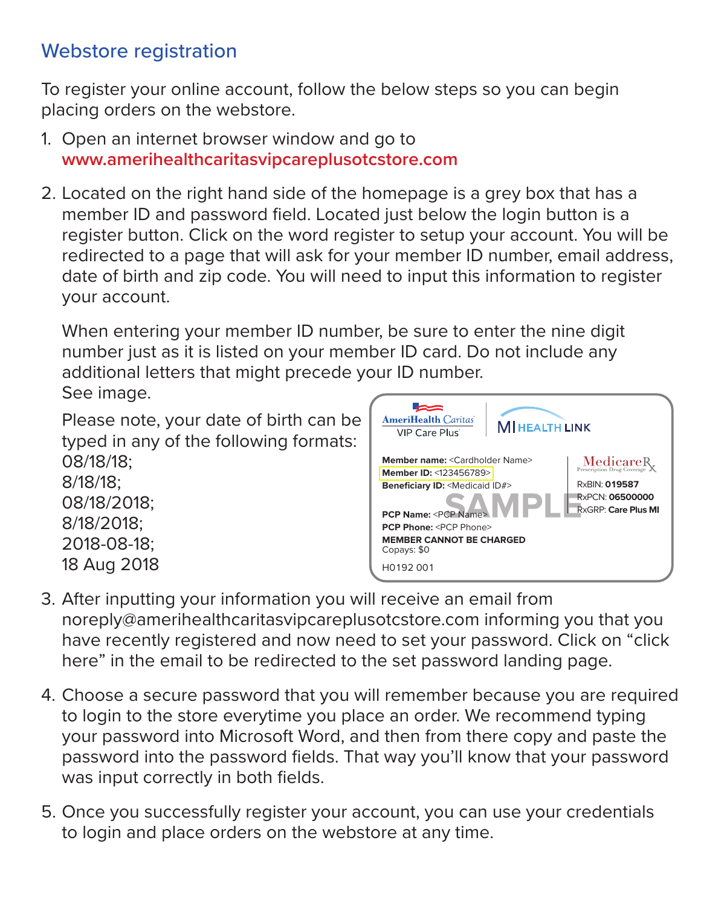## Webstore registration

To register your online account, follow the below steps so you can begin placing orders on the webstore.

1. Open an internet browser window and go to **www.amerihealthcaritasvipcareplusotcstore.com**

2. Located on the right hand side of the homepage is a grey box that has a member ID and password field. Located just below the login button is a register button. Click on the word register to setup your account. You will be redirected to a page that will ask for your member ID number, email address, date of birth and zip code. You will need to input this information to register your account.

   When entering your member ID number, be sure to enter the nine digit number just as it is listed on your member ID card. Do not include any additional letters that might precede your ID number. See image.

   Please note, your date of birth can be typed in any of the following formats:
   08/18/18;
   8/18/18;
   08/18/2018;
   8/18/2018;
   2018-08-18;
   18 Aug 2018

   AmeriHealth Caritas VIP Care Plus | MI HEALTH LINK

   **Member name:** <Cardholder Name>
   **Member ID:** <123456789>
   **Beneficiary ID:** <Medicaid ID#>
   **PCP Name:** <PCP Name>
   **PCP Phone:** <PCP Phone>
   **MEMBER CANNOT BE CHARGED**
   Copays: $0
   H0192 001

   MedicareRx Prescription Drug Coverage
   RxBIN: **019587**
   RxPCN: **06500000**
   RxGRP: **Care Plus MI**

   SAMPLE

3. After inputting your information you will receive an email from noreply@amerihealthcaritasvipcareplusotcstore.com informing you that you have recently registered and now need to set your password. Click on "click here" in the email to be redirected to the set password landing page.

4. Choose a secure password that you will remember because you are required to login to the store everytime you place an order. We recommend typing your password into Microsoft Word, and then from there copy and paste the password into the password fields. That way you'll know that your password was input correctly in both fields.

5. Once you successfully register your account, you can use your credentials to login and place orders on the webstore at any time.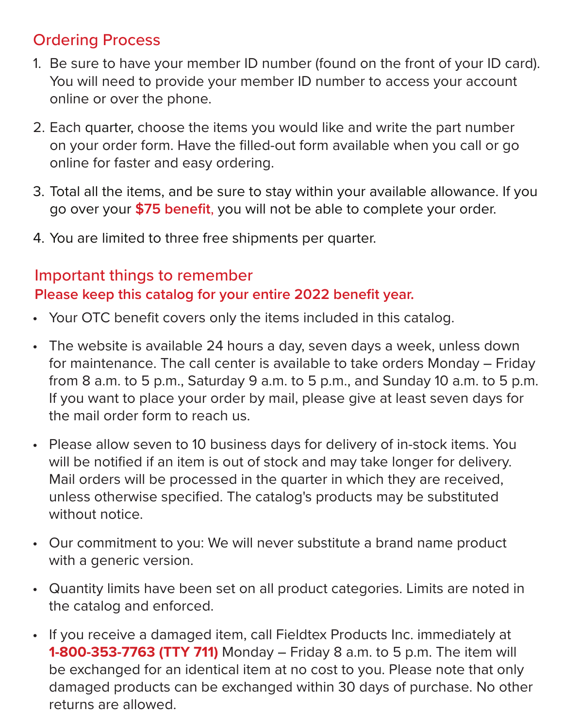## Ordering Process

1. Be sure to have your member ID number (found on the front of your ID card). You will need to provide your member ID number to access your account online or over the phone.
2. Each quarter, choose the items you would like and write the part number on your order form. Have the filled-out form available when you call or go online for faster and easy ordering.
3. Total all the items, and be sure to stay within your available allowance. If you go over your **$75 benefit**, you will not be able to complete your order.
4. You are limited to three free shipments per quarter.

## Important things to remember

**Please keep this catalog for your entire 2022 benefit year.**

- Your OTC benefit covers only the items included in this catalog.
- The website is available 24 hours a day, seven days a week, unless down for maintenance. The call center is available to take orders Monday – Friday from 8 a.m. to 5 p.m., Saturday 9 a.m. to 5 p.m., and Sunday 10 a.m. to 5 p.m. If you want to place your order by mail, please give at least seven days for the mail order form to reach us.
- Please allow seven to 10 business days for delivery of in-stock items. You will be notified if an item is out of stock and may take longer for delivery. Mail orders will be processed in the quarter in which they are received, unless otherwise specified. The catalog's products may be substituted without notice.
- Our commitment to you: We will never substitute a brand name product with a generic version.
- Quantity limits have been set on all product categories. Limits are noted in the catalog and enforced.
- If you receive a damaged item, call Fieldtex Products Inc. immediately at **1-800-353-7763 (TTY 711)** Monday – Friday 8 a.m. to 5 p.m. The item will be exchanged for an identical item at no cost to you. Please note that only damaged products can be exchanged within 30 days of purchase. No other returns are allowed.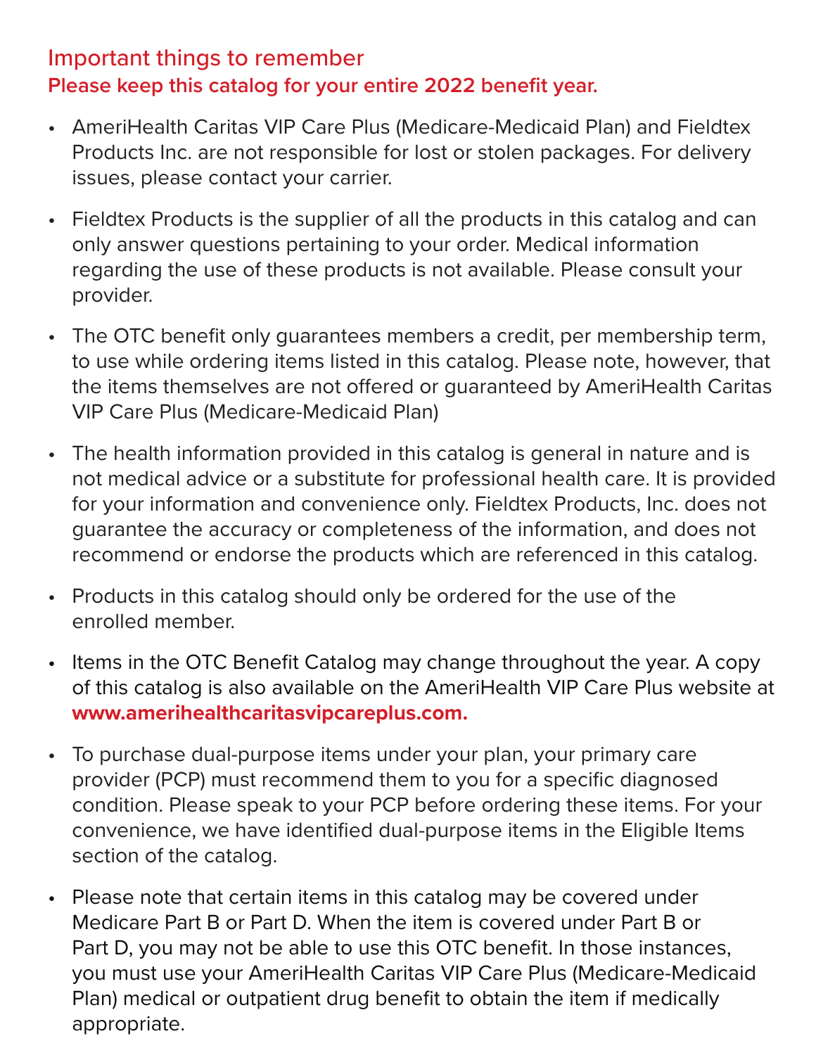## Important things to remember

**Please keep this catalog for your entire 2022 benefit year.**

- AmeriHealth Caritas VIP Care Plus (Medicare-Medicaid Plan) and Fieldtex Products Inc. are not responsible for lost or stolen packages. For delivery issues, please contact your carrier.
- Fieldtex Products is the supplier of all the products in this catalog and can only answer questions pertaining to your order. Medical information regarding the use of these products is not available. Please consult your provider.
- The OTC benefit only guarantees members a credit, per membership term, to use while ordering items listed in this catalog. Please note, however, that the items themselves are not offered or guaranteed by AmeriHealth Caritas VIP Care Plus (Medicare-Medicaid Plan)
- The health information provided in this catalog is general in nature and is not medical advice or a substitute for professional health care. It is provided for your information and convenience only. Fieldtex Products, Inc. does not guarantee the accuracy or completeness of the information, and does not recommend or endorse the products which are referenced in this catalog.
- Products in this catalog should only be ordered for the use of the enrolled member.
- Items in the OTC Benefit Catalog may change throughout the year. A copy of this catalog is also available on the AmeriHealth VIP Care Plus website at **www.amerihealthcaritasvipcareplus.com.**
- To purchase dual-purpose items under your plan, your primary care provider (PCP) must recommend them to you for a specific diagnosed condition. Please speak to your PCP before ordering these items. For your convenience, we have identified dual-purpose items in the Eligible Items section of the catalog.
- Please note that certain items in this catalog may be covered under Medicare Part B or Part D. When the item is covered under Part B or Part D, you may not be able to use this OTC benefit. In those instances, you must use your AmeriHealth Caritas VIP Care Plus (Medicare-Medicaid Plan) medical or outpatient drug benefit to obtain the item if medically appropriate.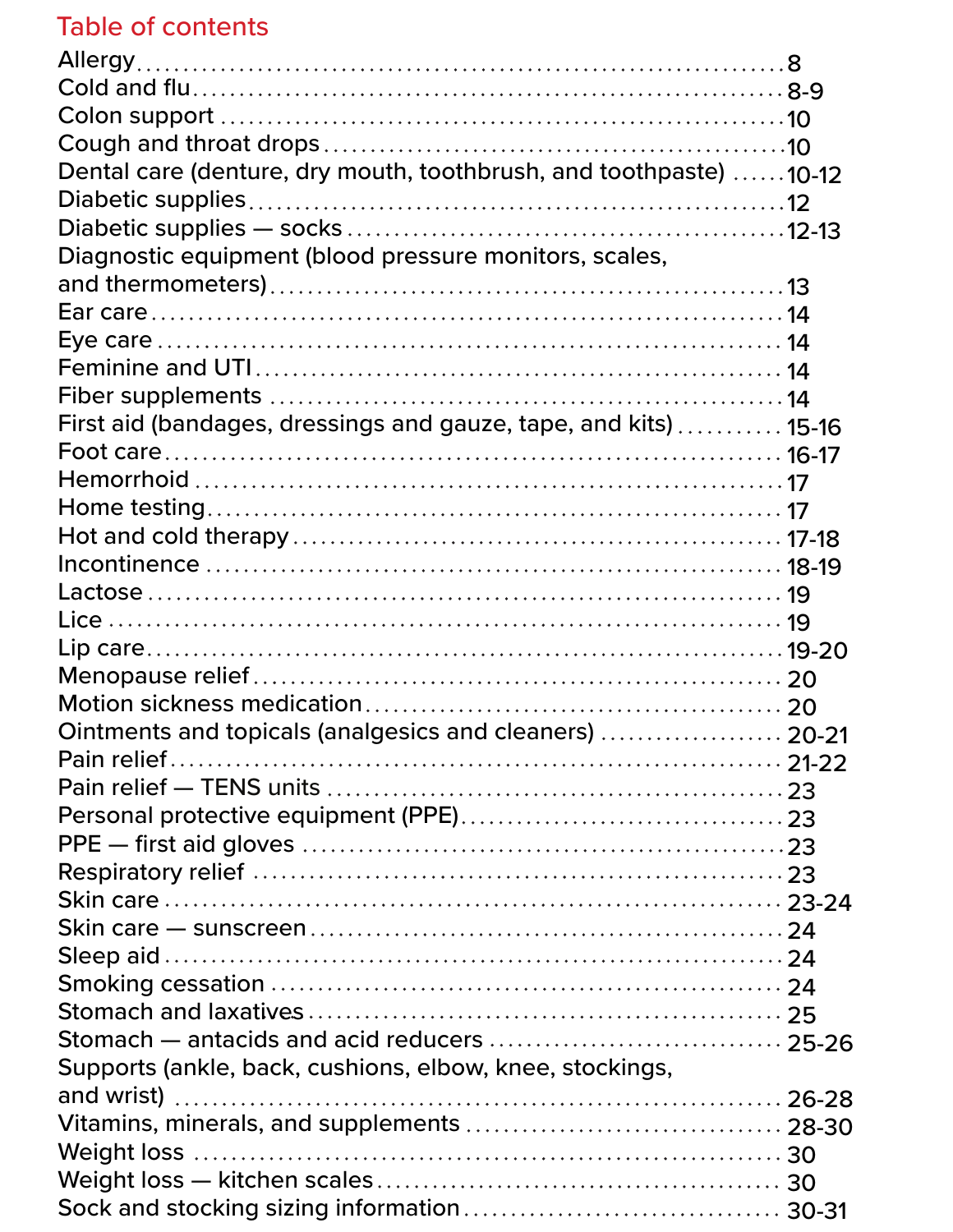## Table of contents

| Category | Page |
|---|---|
| Allergy | 8 |
| Cold and flu | 8-9 |
| Colon support | 10 |
| Cough and throat drops | 10 |
| Dental care (denture, dry mouth, toothbrush, and toothpaste) | 10-12 |
| Diabetic supplies | 12 |
| Diabetic supplies — socks | 12-13 |
| Diagnostic equipment (blood pressure monitors, scales, and thermometers) | 13 |
| Ear care | 14 |
| Eye care | 14 |
| Feminine and UTI | 14 |
| Fiber supplements | 14 |
| First aid (bandages, dressings and gauze, tape, and kits) | 15-16 |
| Foot care | 16-17 |
| Hemorrhoid | 17 |
| Home testing | 17 |
| Hot and cold therapy | 17-18 |
| Incontinence | 18-19 |
| Lactose | 19 |
| Lice | 19 |
| Lip care | 19-20 |
| Menopause relief | 20 |
| Motion sickness medication | 20 |
| Ointments and topicals (analgesics and cleaners) | 20-21 |
| Pain relief | 21-22 |
| Pain relief — TENS units | 23 |
| Personal protective equipment (PPE) | 23 |
| PPE — first aid gloves | 23 |
| Respiratory relief | 23 |
| Skin care | 23-24 |
| Skin care — sunscreen | 24 |
| Sleep aid | 24 |
| Smoking cessation | 24 |
| Stomach and laxatives | 25 |
| Stomach — antacids and acid reducers | 25-26 |
| Supports (ankle, back, cushions, elbow, knee, stockings, and wrist) | 26-28 |
| Vitamins, minerals, and supplements | 28-30 |
| Weight loss | 30 |
| Weight loss — kitchen scales | 30 |
| Sock and stocking sizing information | 30-31 |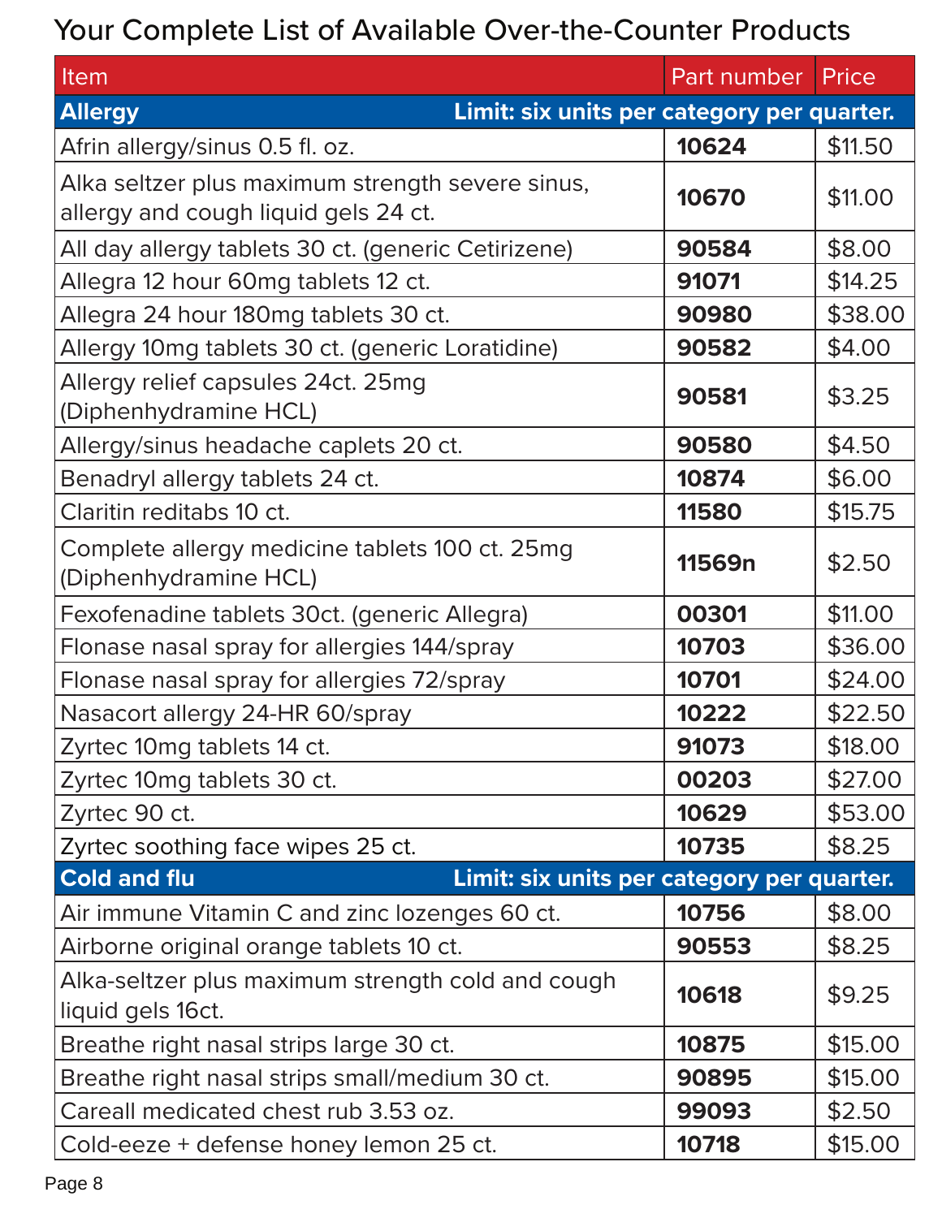# Your Complete List of Available Over-the-Counter Products

| Item | Part number | Price |
|---|---|---|
| **Allergy** Limit: six units per category per quarter. | | |
| Afrin allergy/sinus 0.5 fl. oz. | **10624** | $11.50 |
| Alka seltzer plus maximum strength severe sinus, allergy and cough liquid gels 24 ct. | **10670** | $11.00 |
| All day allergy tablets 30 ct. (generic Cetirizene) | **90584** | $8.00 |
| Allegra 12 hour 60mg tablets 12 ct. | **91071** | $14.25 |
| Allegra 24 hour 180mg tablets 30 ct. | **90980** | $38.00 |
| Allergy 10mg tablets 30 ct. (generic Loratidine) | **90582** | $4.00 |
| Allergy relief capsules 24ct. 25mg (Diphenhydramine HCL) | **90581** | $3.25 |
| Allergy/sinus headache caplets 20 ct. | **90580** | $4.50 |
| Benadryl allergy tablets 24 ct. | **10874** | $6.00 |
| Claritin reditabs 10 ct. | **11580** | $15.75 |
| Complete allergy medicine tablets 100 ct. 25mg (Diphenhydramine HCL) | **11569n** | $2.50 |
| Fexofenadine tablets 30ct. (generic Allegra) | **00301** | $11.00 |
| Flonase nasal spray for allergies 144/spray | **10703** | $36.00 |
| Flonase nasal spray for allergies 72/spray | **10701** | $24.00 |
| Nasacort allergy 24-HR 60/spray | **10222** | $22.50 |
| Zyrtec 10mg tablets 14 ct. | **91073** | $18.00 |
| Zyrtec 10mg tablets 30 ct. | **00203** | $27.00 |
| Zyrtec 90 ct. | **10629** | $53.00 |
| Zyrtec soothing face wipes 25 ct. | **10735** | $8.25 |
| **Cold and flu** Limit: six units per category per quarter. | | |
| Air immune Vitamin C and zinc lozenges 60 ct. | **10756** | $8.00 |
| Airborne original orange tablets 10 ct. | **90553** | $8.25 |
| Alka-seltzer plus maximum strength cold and cough liquid gels 16ct. | **10618** | $9.25 |
| Breathe right nasal strips large 30 ct. | **10875** | $15.00 |
| Breathe right nasal strips small/medium 30 ct. | **90895** | $15.00 |
| Careall medicated chest rub 3.53 oz. | **99093** | $2.50 |
| Cold-eeze + defense honey lemon 25 ct. | **10718** | $15.00 |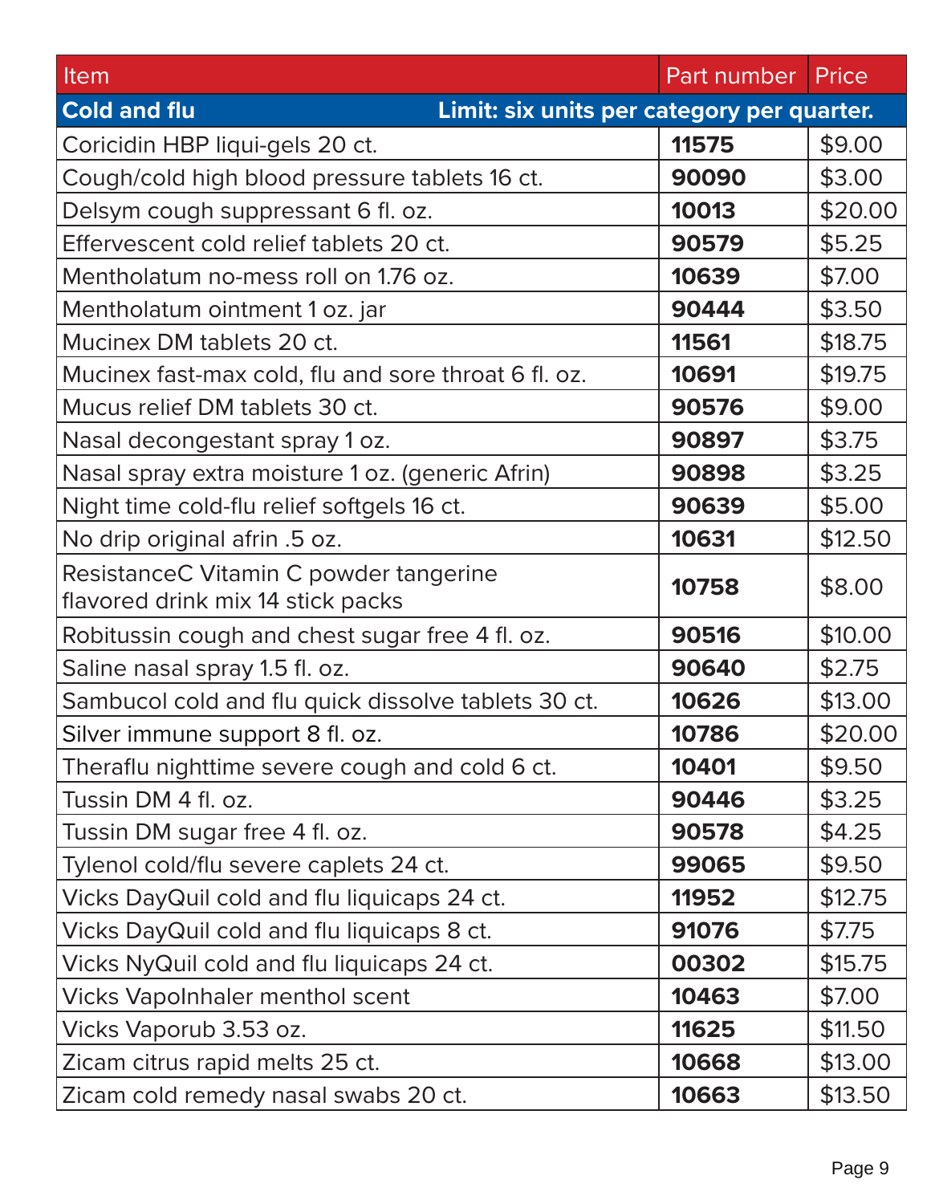| Item | Part number | Price |
|---|---|---|
| **Cold and flu** | **Limit: six units per category per quarter.** | |
| Coricidin HBP liqui-gels 20 ct. | **11575** | $9.00 |
| Cough/cold high blood pressure tablets 16 ct. | **90090** | $3.00 |
| Delsym cough suppressant 6 fl. oz. | **10013** | $20.00 |
| Effervescent cold relief tablets 20 ct. | **90579** | $5.25 |
| Mentholatum no-mess roll on 1.76 oz. | **10639** | $7.00 |
| Mentholatum ointment 1 oz. jar | **90444** | $3.50 |
| Mucinex DM tablets 20 ct. | **11561** | $18.75 |
| Mucinex fast-max cold, flu and sore throat 6 fl. oz. | **10691** | $19.75 |
| Mucus relief DM tablets 30 ct. | **90576** | $9.00 |
| Nasal decongestant spray 1 oz. | **90897** | $3.75 |
| Nasal spray extra moisture 1 oz. (generic Afrin) | **90898** | $3.25 |
| Night time cold-flu relief softgels 16 ct. | **90639** | $5.00 |
| No drip original afrin .5 oz. | **10631** | $12.50 |
| ResistanceC Vitamin C powder tangerine flavored drink mix 14 stick packs | **10758** | $8.00 |
| Robitussin cough and chest sugar free 4 fl. oz. | **90516** | $10.00 |
| Saline nasal spray 1.5 fl. oz. | **90640** | $2.75 |
| Sambucol cold and flu quick dissolve tablets 30 ct. | **10626** | $13.00 |
| Silver immune support 8 fl. oz. | **10786** | $20.00 |
| Theraflu nighttime severe cough and cold 6 ct. | **10401** | $9.50 |
| Tussin DM 4 fl. oz. | **90446** | $3.25 |
| Tussin DM sugar free 4 fl. oz. | **90578** | $4.25 |
| Tylenol cold/flu severe caplets 24 ct. | **99065** | $9.50 |
| Vicks DayQuil cold and flu liquicaps 24 ct. | **11952** | $12.75 |
| Vicks DayQuil cold and flu liquicaps 8 ct. | **91076** | $7.75 |
| Vicks NyQuil cold and flu liquicaps 24 ct. | **00302** | $15.75 |
| Vicks VapoInhaler menthol scent | **10463** | $7.00 |
| Vicks Vaporub 3.53 oz. | **11625** | $11.50 |
| Zicam citrus rapid melts 25 ct. | **10668** | $13.00 |
| Zicam cold remedy nasal swabs 20 ct. | **10663** | $13.50 |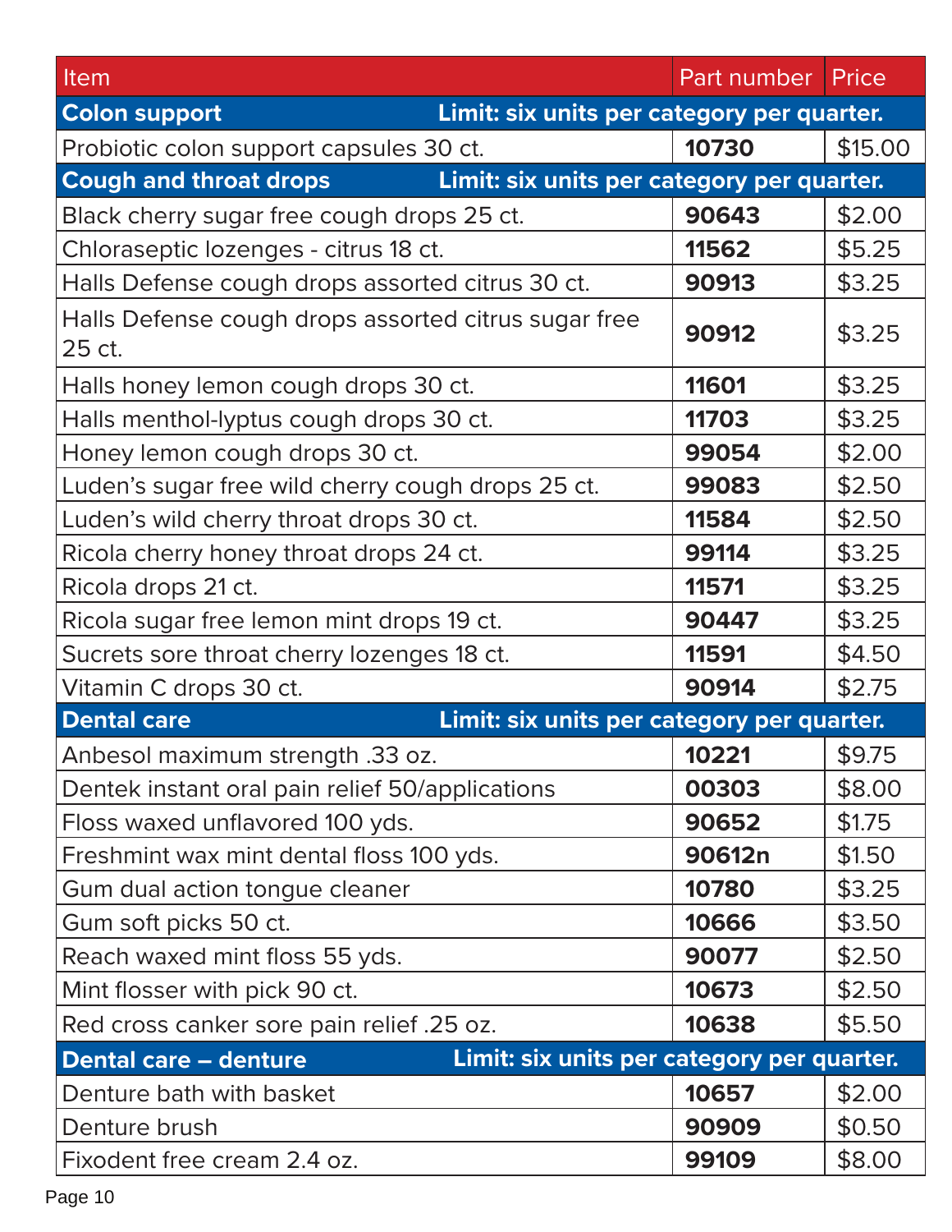| Item | Part number | Price |
|---|---|---|
| **Colon support** Limit: six units per category per quarter. | | |
| Probiotic colon support capsules 30 ct. | **10730** | $15.00 |
| **Cough and throat drops** Limit: six units per category per quarter. | | |
| Black cherry sugar free cough drops 25 ct. | **90643** | $2.00 |
| Chloraseptic lozenges - citrus 18 ct. | **11562** | $5.25 |
| Halls Defense cough drops assorted citrus 30 ct. | **90913** | $3.25 |
| Halls Defense cough drops assorted citrus sugar free 25 ct. | **90912** | $3.25 |
| Halls honey lemon cough drops 30 ct. | **11601** | $3.25 |
| Halls menthol-lyptus cough drops 30 ct. | **11703** | $3.25 |
| Honey lemon cough drops 30 ct. | **99054** | $2.00 |
| Luden's sugar free wild cherry cough drops 25 ct. | **99083** | $2.50 |
| Luden's wild cherry throat drops 30 ct. | **11584** | $2.50 |
| Ricola cherry honey throat drops 24 ct. | **99114** | $3.25 |
| Ricola drops 21 ct. | **11571** | $3.25 |
| Ricola sugar free lemon mint drops 19 ct. | **90447** | $3.25 |
| Sucrets sore throat cherry lozenges 18 ct. | **11591** | $4.50 |
| Vitamin C drops 30 ct. | **90914** | $2.75 |
| **Dental care** Limit: six units per category per quarter. | | |
| Anbesol maximum strength .33 oz. | **10221** | $9.75 |
| Dentek instant oral pain relief 50/applications | **00303** | $8.00 |
| Floss waxed unflavored 100 yds. | **90652** | $1.75 |
| Freshmint wax mint dental floss 100 yds. | **90612n** | $1.50 |
| Gum dual action tongue cleaner | **10780** | $3.25 |
| Gum soft picks 50 ct. | **10666** | $3.50 |
| Reach waxed mint floss 55 yds. | **90077** | $2.50 |
| Mint flosser with pick 90 ct. | **10673** | $2.50 |
| Red cross canker sore pain relief .25 oz. | **10638** | $5.50 |
| **Dental care – denture** Limit: six units per category per quarter. | | |
| Denture bath with basket | **10657** | $2.00 |
| Denture brush | **90909** | $0.50 |
| Fixodent free cream 2.4 oz. | **99109** | $8.00 |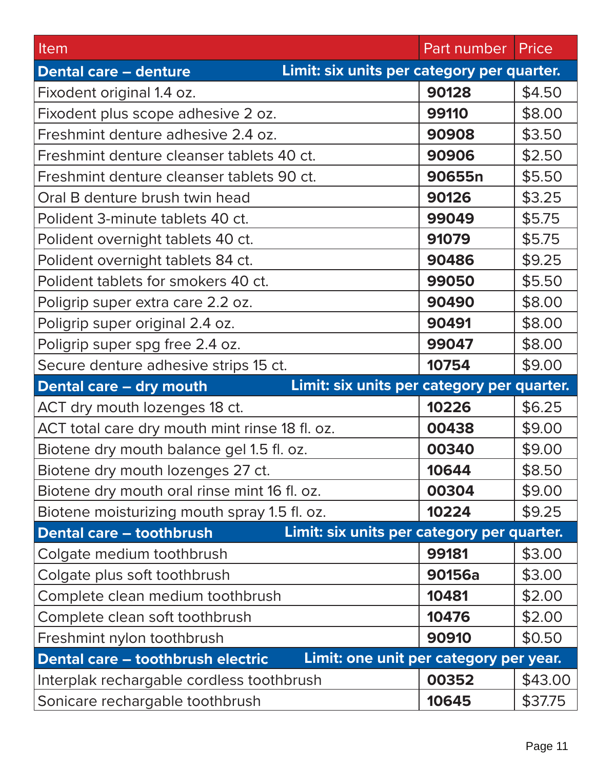| Item | Part number | Price |
| --- | --- | --- |
| **Dental care – denture** | **Limit: six units per category per quarter.** | |
| Fixodent original 1.4 oz. | **90128** | $4.50 |
| Fixodent plus scope adhesive 2 oz. | **99110** | $8.00 |
| Freshmint denture adhesive 2.4 oz. | **90908** | $3.50 |
| Freshmint denture cleanser tablets 40 ct. | **90906** | $2.50 |
| Freshmint denture cleanser tablets 90 ct. | **90655n** | $5.50 |
| Oral B denture brush twin head | **90126** | $3.25 |
| Polident 3-minute tablets 40 ct. | **99049** | $5.75 |
| Polident overnight tablets 40 ct. | **91079** | $5.75 |
| Polident overnight tablets 84 ct. | **90486** | $9.25 |
| Polident tablets for smokers 40 ct. | **99050** | $5.50 |
| Poligrip super extra care 2.2 oz. | **90490** | $8.00 |
| Poligrip super original 2.4 oz. | **90491** | $8.00 |
| Poligrip super spg free 2.4 oz. | **99047** | $8.00 |
| Secure denture adhesive strips 15 ct. | **10754** | $9.00 |
| **Dental care – dry mouth** | **Limit: six units per category per quarter.** | |
| ACT dry mouth lozenges 18 ct. | **10226** | $6.25 |
| ACT total care dry mouth mint rinse 18 fl. oz. | **00438** | $9.00 |
| Biotene dry mouth balance gel 1.5 fl. oz. | **00340** | $9.00 |
| Biotene dry mouth lozenges 27 ct. | **10644** | $8.50 |
| Biotene dry mouth oral rinse mint 16 fl. oz. | **00304** | $9.00 |
| Biotene moisturizing mouth spray 1.5 fl. oz. | **10224** | $9.25 |
| **Dental care – toothbrush** | **Limit: six units per category per quarter.** | |
| Colgate medium toothbrush | **99181** | $3.00 |
| Colgate plus soft toothbrush | **90156a** | $3.00 |
| Complete clean medium toothbrush | **10481** | $2.00 |
| Complete clean soft toothbrush | **10476** | $2.00 |
| Freshmint nylon toothbrush | **90910** | $0.50 |
| **Dental care – toothbrush electric** | **Limit: one unit per category per year.** | |
| Interplak rechargable cordless toothbrush | **00352** | $43.00 |
| Sonicare rechargable toothbrush | **10645** | $37.75 |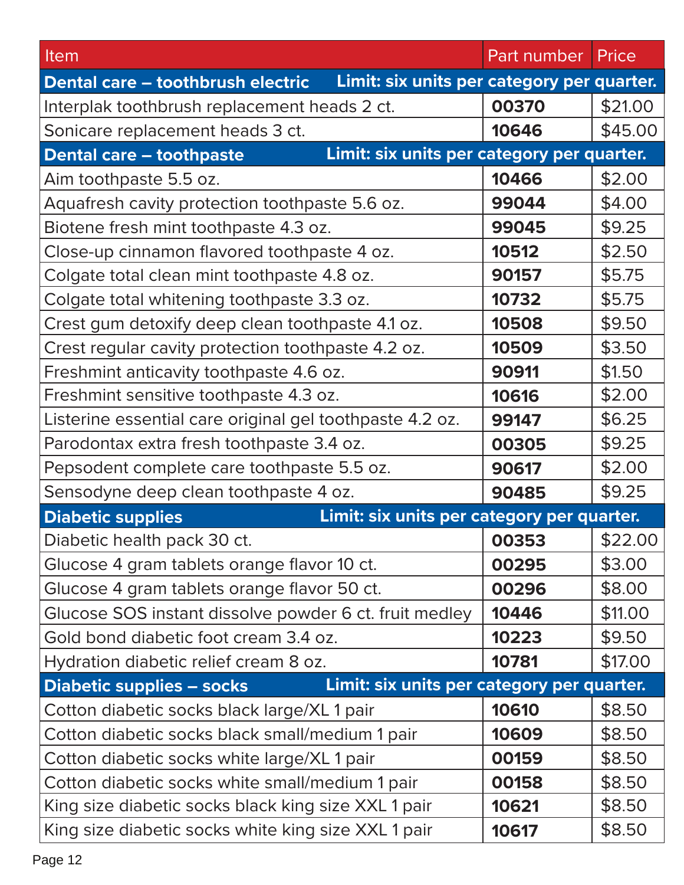| Item | Part number | Price |
| --- | --- | --- |
| **Dental care – toothbrush electric** **Limit: six units per category per quarter.** | | |
| Interplak toothbrush replacement heads 2 ct. | **00370** | $21.00 |
| Sonicare replacement heads 3 ct. | **10646** | $45.00 |
| **Dental care – toothpaste** **Limit: six units per category per quarter.** | | |
| Aim toothpaste 5.5 oz. | **10466** | $2.00 |
| Aquafresh cavity protection toothpaste 5.6 oz. | **99044** | $4.00 |
| Biotene fresh mint toothpaste 4.3 oz. | **99045** | $9.25 |
| Close-up cinnamon flavored toothpaste 4 oz. | **10512** | $2.50 |
| Colgate total clean mint toothpaste 4.8 oz. | **90157** | $5.75 |
| Colgate total whitening toothpaste 3.3 oz. | **10732** | $5.75 |
| Crest gum detoxify deep clean toothpaste 4.1 oz. | **10508** | $9.50 |
| Crest regular cavity protection toothpaste 4.2 oz. | **10509** | $3.50 |
| Freshmint anticavity toothpaste 4.6 oz. | **90911** | $1.50 |
| Freshmint sensitive toothpaste 4.3 oz. | **10616** | $2.00 |
| Listerine essential care original gel toothpaste 4.2 oz. | **99147** | $6.25 |
| Parodontax extra fresh toothpaste 3.4 oz. | **00305** | $9.25 |
| Pepsodent complete care toothpaste 5.5 oz. | **90617** | $2.00 |
| Sensodyne deep clean toothpaste 4 oz. | **90485** | $9.25 |
| **Diabetic supplies** **Limit: six units per category per quarter.** | | |
| Diabetic health pack 30 ct. | **00353** | $22.00 |
| Glucose 4 gram tablets orange flavor 10 ct. | **00295** | $3.00 |
| Glucose 4 gram tablets orange flavor 50 ct. | **00296** | $8.00 |
| Glucose SOS instant dissolve powder 6 ct. fruit medley | **10446** | $11.00 |
| Gold bond diabetic foot cream 3.4 oz. | **10223** | $9.50 |
| Hydration diabetic relief cream 8 oz. | **10781** | $17.00 |
| **Diabetic supplies – socks** **Limit: six units per category per quarter.** | | |
| Cotton diabetic socks black large/XL 1 pair | **10610** | $8.50 |
| Cotton diabetic socks black small/medium 1 pair | **10609** | $8.50 |
| Cotton diabetic socks white large/XL 1 pair | **00159** | $8.50 |
| Cotton diabetic socks white small/medium 1 pair | **00158** | $8.50 |
| King size diabetic socks black king size XXL 1 pair | **10621** | $8.50 |
| King size diabetic socks white king size XXL 1 pair | **10617** | $8.50 |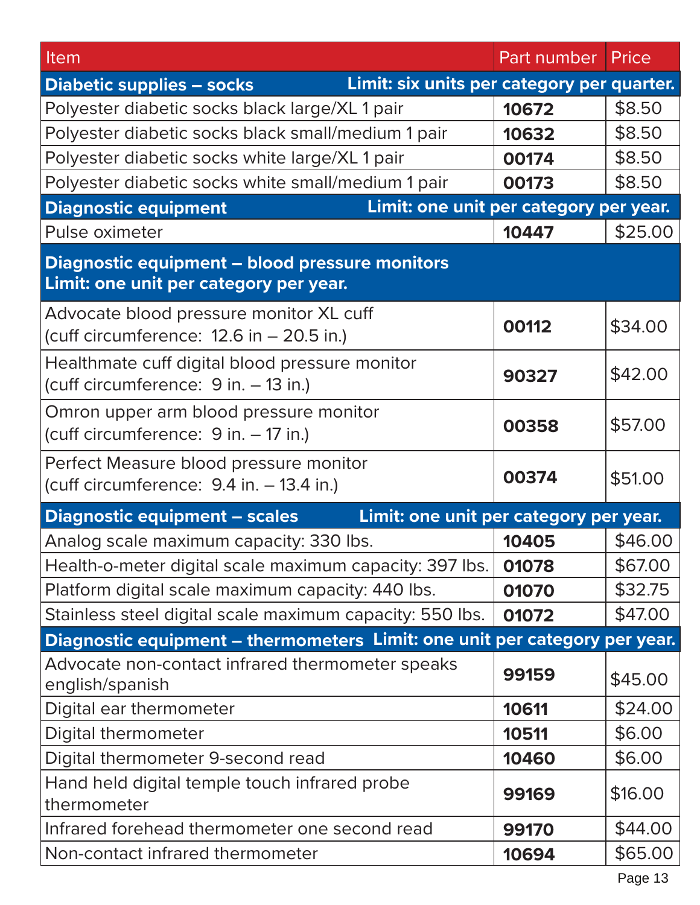| Item | Part number | Price |
|---|---|---|
| **Diabetic supplies – socks** **Limit: six units per category per quarter.** | | |
| Polyester diabetic socks black large/XL 1 pair | **10672** | $8.50 |
| Polyester diabetic socks black small/medium 1 pair | **10632** | $8.50 |
| Polyester diabetic socks white large/XL 1 pair | **00174** | $8.50 |
| Polyester diabetic socks white small/medium 1 pair | **00173** | $8.50 |
| **Diagnostic equipment** **Limit: one unit per category per year.** | | |
| Pulse oximeter | **10447** | $25.00 |
| **Diagnostic equipment – blood pressure monitors** **Limit: one unit per category per year.** | | |
| Advocate blood pressure monitor XL cuff (cuff circumference: 12.6 in – 20.5 in.) | **00112** | $34.00 |
| Healthmate cuff digital blood pressure monitor (cuff circumference: 9 in. – 13 in.) | **90327** | $42.00 |
| Omron upper arm blood pressure monitor (cuff circumference: 9 in. – 17 in.) | **00358** | $57.00 |
| Perfect Measure blood pressure monitor (cuff circumference: 9.4 in. – 13.4 in.) | **00374** | $51.00 |
| **Diagnostic equipment – scales** **Limit: one unit per category per year.** | | |
| Analog scale maximum capacity: 330 lbs. | **10405** | $46.00 |
| Health-o-meter digital scale maximum capacity: 397 lbs. | **01078** | $67.00 |
| Platform digital scale maximum capacity: 440 lbs. | **01070** | $32.75 |
| Stainless steel digital scale maximum capacity: 550 lbs. | **01072** | $47.00 |
| **Diagnostic equipment – thermometers** **Limit: one unit per category per year.** | | |
| Advocate non-contact infrared thermometer speaks english/spanish | **99159** | $45.00 |
| Digital ear thermometer | **10611** | $24.00 |
| Digital thermometer | **10511** | $6.00 |
| Digital thermometer 9-second read | **10460** | $6.00 |
| Hand held digital temple touch infrared probe thermometer | **99169** | $16.00 |
| Infrared forehead thermometer one second read | **99170** | $44.00 |
| Non-contact infrared thermometer | **10694** | $65.00 |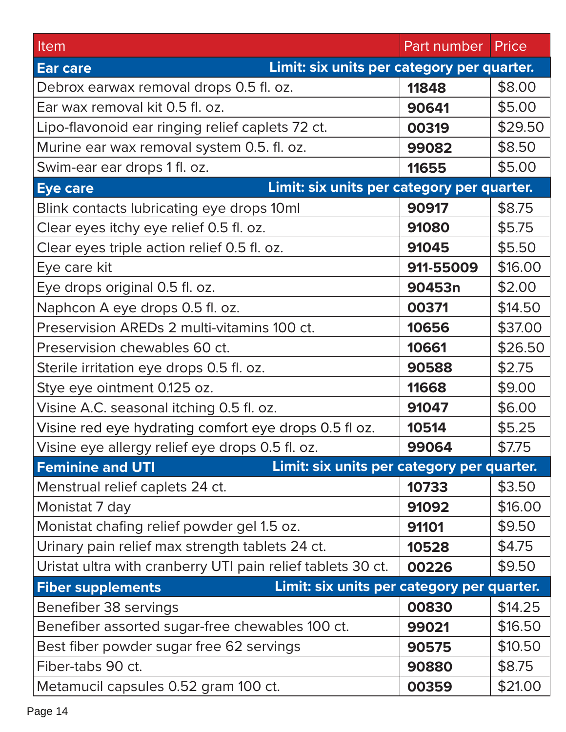| Item | Part number | Price |
|---|---|---|
| **Ear care** **Limit: six units per category per quarter.** | | |
| Debrox earwax removal drops 0.5 fl. oz. | **11848** | $8.00 |
| Ear wax removal kit 0.5 fl. oz. | **90641** | $5.00 |
| Lipo-flavonoid ear ringing relief caplets 72 ct. | **00319** | $29.50 |
| Murine ear wax removal system 0.5. fl. oz. | **99082** | $8.50 |
| Swim-ear ear drops 1 fl. oz. | **11655** | $5.00 |
| **Eye care** **Limit: six units per category per quarter.** | | |
| Blink contacts lubricating eye drops 10ml | **90917** | $8.75 |
| Clear eyes itchy eye relief 0.5 fl. oz. | **91080** | $5.75 |
| Clear eyes triple action relief 0.5 fl. oz. | **91045** | $5.50 |
| Eye care kit | **911-55009** | $16.00 |
| Eye drops original 0.5 fl. oz. | **90453n** | $2.00 |
| Naphcon A eye drops 0.5 fl. oz. | **00371** | $14.50 |
| Preservision AREDs 2 multi-vitamins 100 ct. | **10656** | $37.00 |
| Preservision chewables 60 ct. | **10661** | $26.50 |
| Sterile irritation eye drops 0.5 fl. oz. | **90588** | $2.75 |
| Stye eye ointment 0.125 oz. | **11668** | $9.00 |
| Visine A.C. seasonal itching 0.5 fl. oz. | **91047** | $6.00 |
| Visine red eye hydrating comfort eye drops 0.5 fl oz. | **10514** | $5.25 |
| Visine eye allergy relief eye drops 0.5 fl. oz. | **99064** | $7.75 |
| **Feminine and UTI** **Limit: six units per category per quarter.** | | |
| Menstrual relief caplets 24 ct. | **10733** | $3.50 |
| Monistat 7 day | **91092** | $16.00 |
| Monistat chafing relief powder gel 1.5 oz. | **91101** | $9.50 |
| Urinary pain relief max strength tablets 24 ct. | **10528** | $4.75 |
| Uristat ultra with cranberry UTI pain relief tablets 30 ct. | **00226** | $9.50 |
| **Fiber supplements** **Limit: six units per category per quarter.** | | |
| Benefiber 38 servings | **00830** | $14.25 |
| Benefiber assorted sugar-free chewables 100 ct. | **99021** | $16.50 |
| Best fiber powder sugar free 62 servings | **90575** | $10.50 |
| Fiber-tabs 90 ct. | **90880** | $8.75 |
| Metamucil capsules 0.52 gram 100 ct. | **00359** | $21.00 |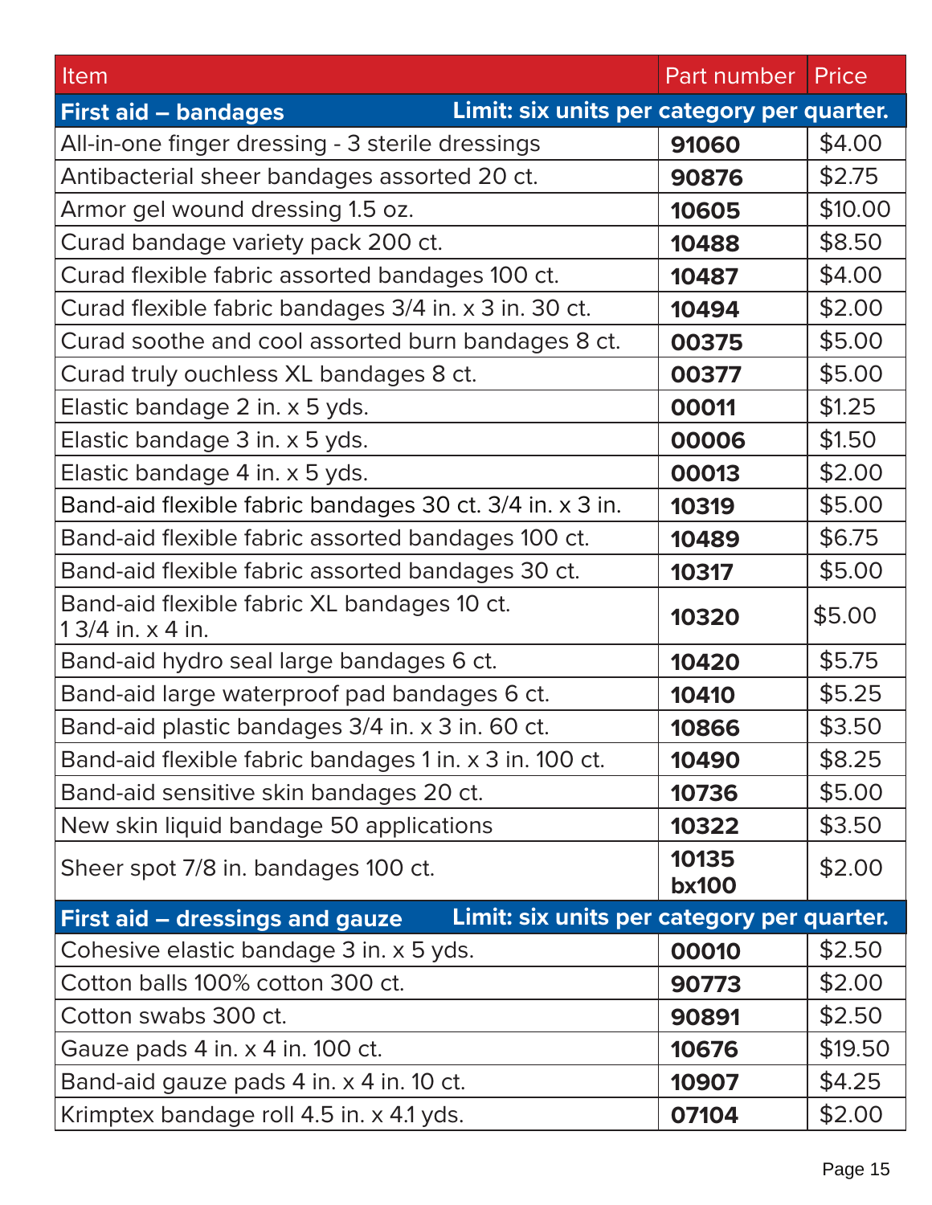| Item | Part number | Price |
|---|---|---|
| **First aid – bandages** | **Limit: six units per category per quarter.** | |
| All-in-one finger dressing - 3 sterile dressings | **91060** | $4.00 |
| Antibacterial sheer bandages assorted 20 ct. | **90876** | $2.75 |
| Armor gel wound dressing 1.5 oz. | **10605** | $10.00 |
| Curad bandage variety pack 200 ct. | **10488** | $8.50 |
| Curad flexible fabric assorted bandages 100 ct. | **10487** | $4.00 |
| Curad flexible fabric bandages 3/4 in. x 3 in. 30 ct. | **10494** | $2.00 |
| Curad soothe and cool assorted burn bandages 8 ct. | **00375** | $5.00 |
| Curad truly ouchless XL bandages 8 ct. | **00377** | $5.00 |
| Elastic bandage 2 in. x 5 yds. | **00011** | $1.25 |
| Elastic bandage 3 in. x 5 yds. | **00006** | $1.50 |
| Elastic bandage 4 in. x 5 yds. | **00013** | $2.00 |
| Band-aid flexible fabric bandages 30 ct. 3/4 in. x 3 in. | **10319** | $5.00 |
| Band-aid flexible fabric assorted bandages 100 ct. | **10489** | $6.75 |
| Band-aid flexible fabric assorted bandages 30 ct. | **10317** | $5.00 |
| Band-aid flexible fabric XL bandages 10 ct. 1 3/4 in. x 4 in. | **10320** | $5.00 |
| Band-aid hydro seal large bandages 6 ct. | **10420** | $5.75 |
| Band-aid large waterproof pad bandages 6 ct. | **10410** | $5.25 |
| Band-aid plastic bandages 3/4 in. x 3 in. 60 ct. | **10866** | $3.50 |
| Band-aid flexible fabric bandages 1 in. x 3 in. 100 ct. | **10490** | $8.25 |
| Band-aid sensitive skin bandages 20 ct. | **10736** | $5.00 |
| New skin liquid bandage 50 applications | **10322** | $3.50 |
| Sheer spot 7/8 in. bandages 100 ct. | **10135 bx100** | $2.00 |
| **First aid – dressings and gauze** | **Limit: six units per category per quarter.** | |
| Cohesive elastic bandage 3 in. x 5 yds. | **00010** | $2.50 |
| Cotton balls 100% cotton 300 ct. | **90773** | $2.00 |
| Cotton swabs 300 ct. | **90891** | $2.50 |
| Gauze pads 4 in. x 4 in. 100 ct. | **10676** | $19.50 |
| Band-aid gauze pads 4 in. x 4 in. 10 ct. | **10907** | $4.25 |
| Krimptex bandage roll 4.5 in. x 4.1 yds. | **07104** | $2.00 |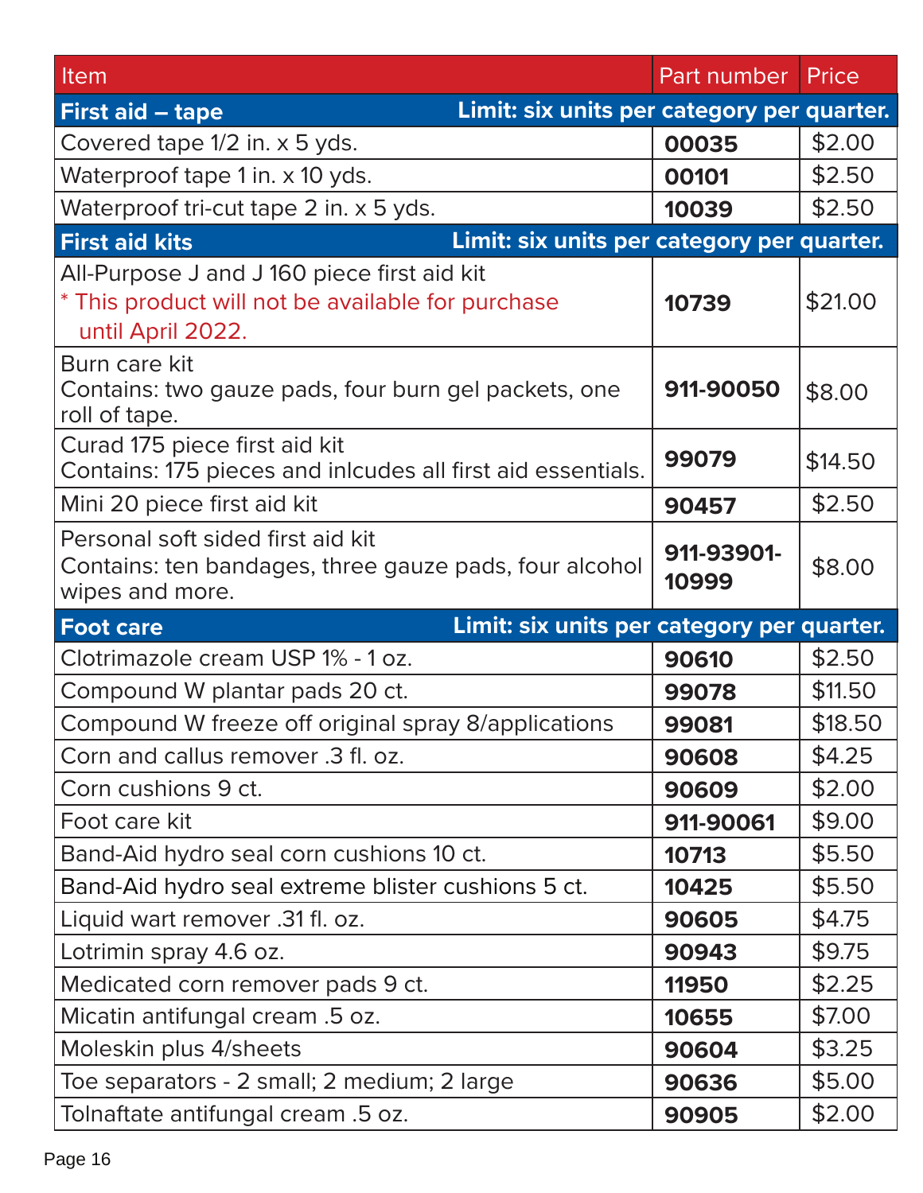| Item | Part number | Price |
|---|---|---|
| **First aid – tape** — **Limit: six units per category per quarter.** | | |
| Covered tape 1/2 in. x 5 yds. | **00035** | $2.00 |
| Waterproof tape 1 in. x 10 yds. | **00101** | $2.50 |
| Waterproof tri-cut tape 2 in. x 5 yds. | **10039** | $2.50 |
| **First aid kits** — **Limit: six units per category per quarter.** | | |
| All-Purpose J and J 160 piece first aid kit<br>* This product will not be available for purchase until April 2022. | **10739** | $21.00 |
| Burn care kit<br>Contains: two gauze pads, four burn gel packets, one roll of tape. | **911-90050** | $8.00 |
| Curad 175 piece first aid kit<br>Contains: 175 pieces and inlcudes all first aid essentials. | **99079** | $14.50 |
| Mini 20 piece first aid kit | **90457** | $2.50 |
| Personal soft sided first aid kit<br>Contains: ten bandages, three gauze pads, four alcohol wipes and more. | **911-93901-10999** | $8.00 |
| **Foot care** — **Limit: six units per category per quarter.** | | |
| Clotrimazole cream USP 1% - 1 oz. | **90610** | $2.50 |
| Compound W plantar pads 20 ct. | **99078** | $11.50 |
| Compound W freeze off original spray 8/applications | **99081** | $18.50 |
| Corn and callus remover .3 fl. oz. | **90608** | $4.25 |
| Corn cushions 9 ct. | **90609** | $2.00 |
| Foot care kit | **911-90061** | $9.00 |
| Band-Aid hydro seal corn cushions 10 ct. | **10713** | $5.50 |
| Band-Aid hydro seal extreme blister cushions 5 ct. | **10425** | $5.50 |
| Liquid wart remover .31 fl. oz. | **90605** | $4.75 |
| Lotrimin spray 4.6 oz. | **90943** | $9.75 |
| Medicated corn remover pads 9 ct. | **11950** | $2.25 |
| Micatin antifungal cream .5 oz. | **10655** | $7.00 |
| Moleskin plus 4/sheets | **90604** | $3.25 |
| Toe separators - 2 small; 2 medium; 2 large | **90636** | $5.00 |
| Tolnaftate antifungal cream .5 oz. | **90905** | $2.00 |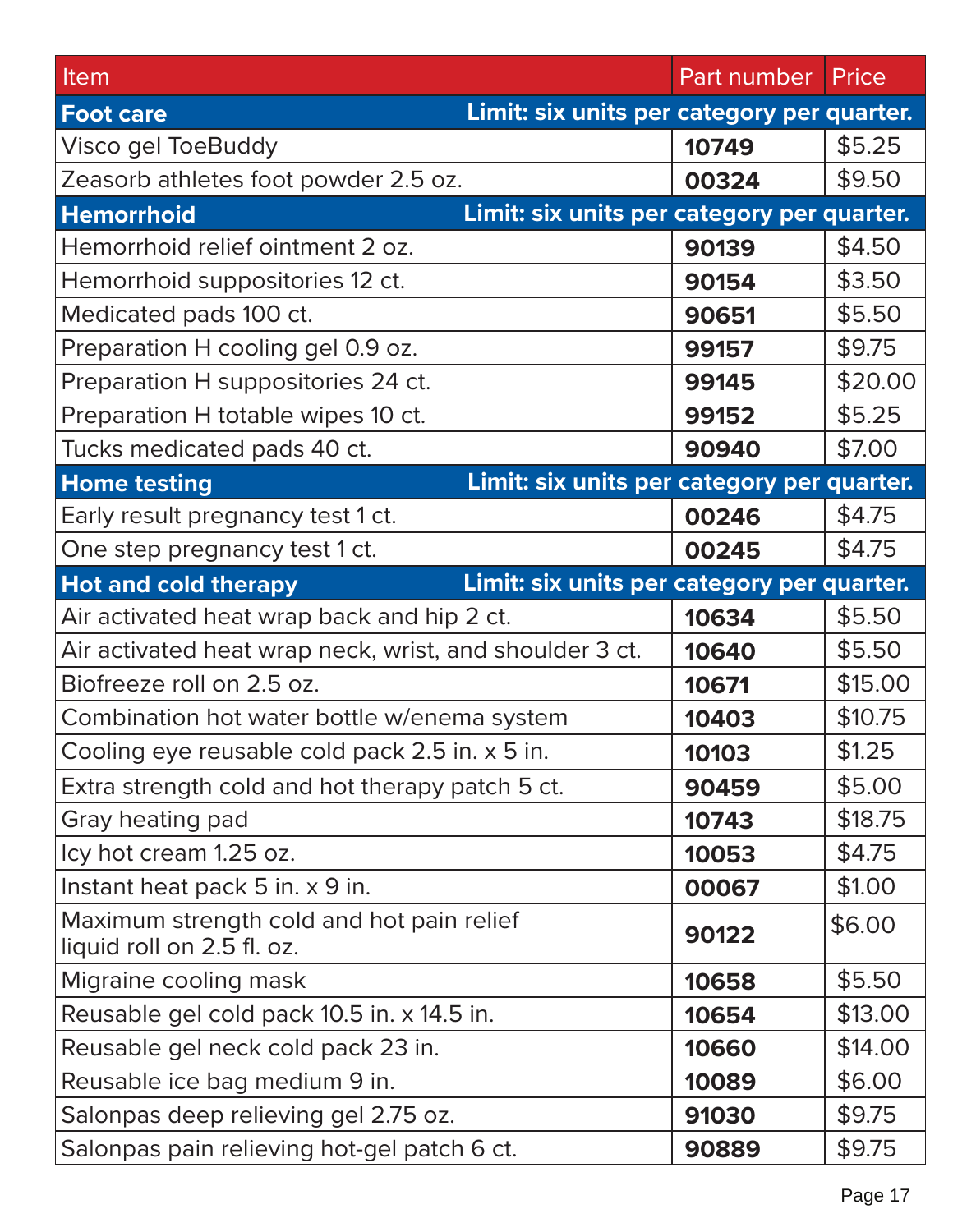| Item | Part number | Price |
| --- | --- | --- |
| **Foot care** — **Limit: six units per category per quarter.** | | |
| Visco gel ToeBuddy | **10749** | $5.25 |
| Zeasorb athletes foot powder 2.5 oz. | **00324** | $9.50 |
| **Hemorrhoid** — **Limit: six units per category per quarter.** | | |
| Hemorrhoid relief ointment 2 oz. | **90139** | $4.50 |
| Hemorrhoid suppositories 12 ct. | **90154** | $3.50 |
| Medicated pads 100 ct. | **90651** | $5.50 |
| Preparation H cooling gel 0.9 oz. | **99157** | $9.75 |
| Preparation H suppositories 24 ct. | **99145** | $20.00 |
| Preparation H totable wipes 10 ct. | **99152** | $5.25 |
| Tucks medicated pads 40 ct. | **90940** | $7.00 |
| **Home testing** — **Limit: six units per category per quarter.** | | |
| Early result pregnancy test 1 ct. | **00246** | $4.75 |
| One step pregnancy test 1 ct. | **00245** | $4.75 |
| **Hot and cold therapy** — **Limit: six units per category per quarter.** | | |
| Air activated heat wrap back and hip 2 ct. | **10634** | $5.50 |
| Air activated heat wrap neck, wrist, and shoulder 3 ct. | **10640** | $5.50 |
| Biofreeze roll on 2.5 oz. | **10671** | $15.00 |
| Combination hot water bottle w/enema system | **10403** | $10.75 |
| Cooling eye reusable cold pack 2.5 in. x 5 in. | **10103** | $1.25 |
| Extra strength cold and hot therapy patch 5 ct. | **90459** | $5.00 |
| Gray heating pad | **10743** | $18.75 |
| Icy hot cream 1.25 oz. | **10053** | $4.75 |
| Instant heat pack 5 in. x 9 in. | **00067** | $1.00 |
| Maximum strength cold and hot pain relief liquid roll on 2.5 fl. oz. | **90122** | $6.00 |
| Migraine cooling mask | **10658** | $5.50 |
| Reusable gel cold pack 10.5 in. x 14.5 in. | **10654** | $13.00 |
| Reusable gel neck cold pack 23 in. | **10660** | $14.00 |
| Reusable ice bag medium 9 in. | **10089** | $6.00 |
| Salonpas deep relieving gel 2.75 oz. | **91030** | $9.75 |
| Salonpas pain relieving hot-gel patch 6 ct. | **90889** | $9.75 |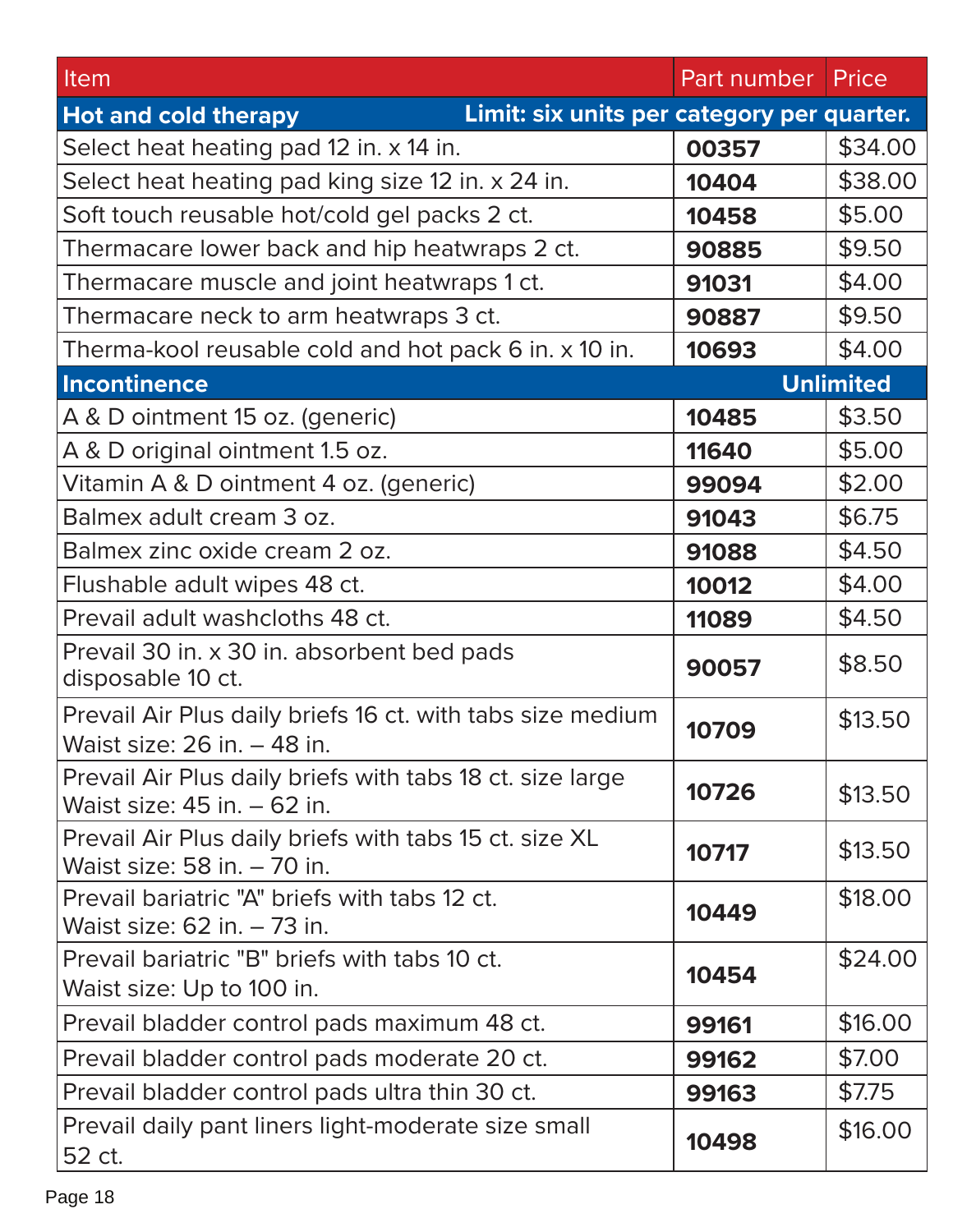| Item | Part number | Price |
|---|---|---|
| **Hot and cold therapy** | **Limit: six units per category per quarter.** | |
| Select heat heating pad 12 in. x 14 in. | **00357** | $34.00 |
| Select heat heating pad king size 12 in. x 24 in. | **10404** | $38.00 |
| Soft touch reusable hot/cold gel packs 2 ct. | **10458** | $5.00 |
| Thermacare lower back and hip heatwraps 2 ct. | **90885** | $9.50 |
| Thermacare muscle and joint heatwraps 1 ct. | **91031** | $4.00 |
| Thermacare neck to arm heatwraps 3 ct. | **90887** | $9.50 |
| Therma-kool reusable cold and hot pack 6 in. x 10 in. | **10693** | $4.00 |
| **Incontinence** | | **Unlimited** |
| A & D ointment 15 oz. (generic) | **10485** | $3.50 |
| A & D original ointment 1.5 oz. | **11640** | $5.00 |
| Vitamin A & D ointment 4 oz. (generic) | **99094** | $2.00 |
| Balmex adult cream 3 oz. | **91043** | $6.75 |
| Balmex zinc oxide cream 2 oz. | **91088** | $4.50 |
| Flushable adult wipes 48 ct. | **10012** | $4.00 |
| Prevail adult washcloths 48 ct. | **11089** | $4.50 |
| Prevail 30 in. x 30 in. absorbent bed pads disposable 10 ct. | **90057** | $8.50 |
| Prevail Air Plus daily briefs 16 ct. with tabs size medium Waist size: 26 in. – 48 in. | **10709** | $13.50 |
| Prevail Air Plus daily briefs with tabs 18 ct. size large Waist size: 45 in. – 62 in. | **10726** | $13.50 |
| Prevail Air Plus daily briefs with tabs 15 ct. size XL Waist size: 58 in. – 70 in. | **10717** | $13.50 |
| Prevail bariatric "A" briefs with tabs 12 ct. Waist size: 62 in. – 73 in. | **10449** | $18.00 |
| Prevail bariatric "B" briefs with tabs 10 ct. Waist size: Up to 100 in. | **10454** | $24.00 |
| Prevail bladder control pads maximum 48 ct. | **99161** | $16.00 |
| Prevail bladder control pads moderate 20 ct. | **99162** | $7.00 |
| Prevail bladder control pads ultra thin 30 ct. | **99163** | $7.75 |
| Prevail daily pant liners light-moderate size small 52 ct. | **10498** | $16.00 |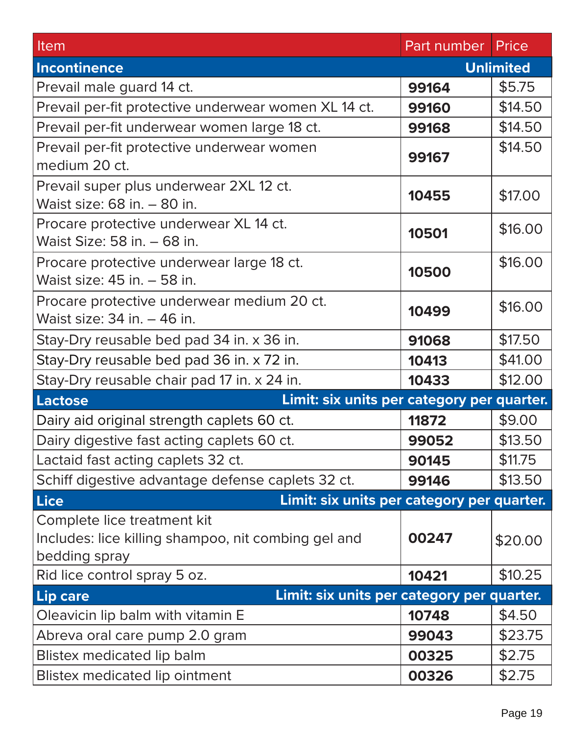| Item | Part number | Price |
|---|---|---|
| **Incontinence** | | **Unlimited** |
| Prevail male guard 14 ct. | **99164** | $5.75 |
| Prevail per-fit protective underwear women XL 14 ct. | **99160** | $14.50 |
| Prevail per-fit underwear women large 18 ct. | **99168** | $14.50 |
| Prevail per-fit protective underwear women medium 20 ct. | **99167** | $14.50 |
| Prevail super plus underwear 2XL 12 ct.<br>Waist size: 68 in. – 80 in. | **10455** | $17.00 |
| Procare protective underwear XL 14 ct.<br>Waist Size: 58 in. – 68 in. | **10501** | $16.00 |
| Procare protective underwear large 18 ct.<br>Waist size: 45 in. – 58 in. | **10500** | $16.00 |
| Procare protective underwear medium 20 ct.<br>Waist size: 34 in. – 46 in. | **10499** | $16.00 |
| Stay-Dry reusable bed pad 34 in. x 36 in. | **91068** | $17.50 |
| Stay-Dry reusable bed pad 36 in. x 72 in. | **10413** | $41.00 |
| Stay-Dry reusable chair pad 17 in. x 24 in. | **10433** | $12.00 |
| **Lactose** | **Limit: six units per category per quarter.** | |
| Dairy aid original strength caplets 60 ct. | **11872** | $9.00 |
| Dairy digestive fast acting caplets 60 ct. | **99052** | $13.50 |
| Lactaid fast acting caplets 32 ct. | **90145** | $11.75 |
| Schiff digestive advantage defense caplets 32 ct. | **99146** | $13.50 |
| **Lice** | **Limit: six units per category per quarter.** | |
| Complete lice treatment kit<br>Includes: lice killing shampoo, nit combing gel and bedding spray | **00247** | $20.00 |
| Rid lice control spray 5 oz. | **10421** | $10.25 |
| **Lip care** | **Limit: six units per category per quarter.** | |
| Oleavicin lip balm with vitamin E | **10748** | $4.50 |
| Abreva oral care pump 2.0 gram | **99043** | $23.75 |
| Blistex medicated lip balm | **00325** | $2.75 |
| Blistex medicated lip ointment | **00326** | $2.75 |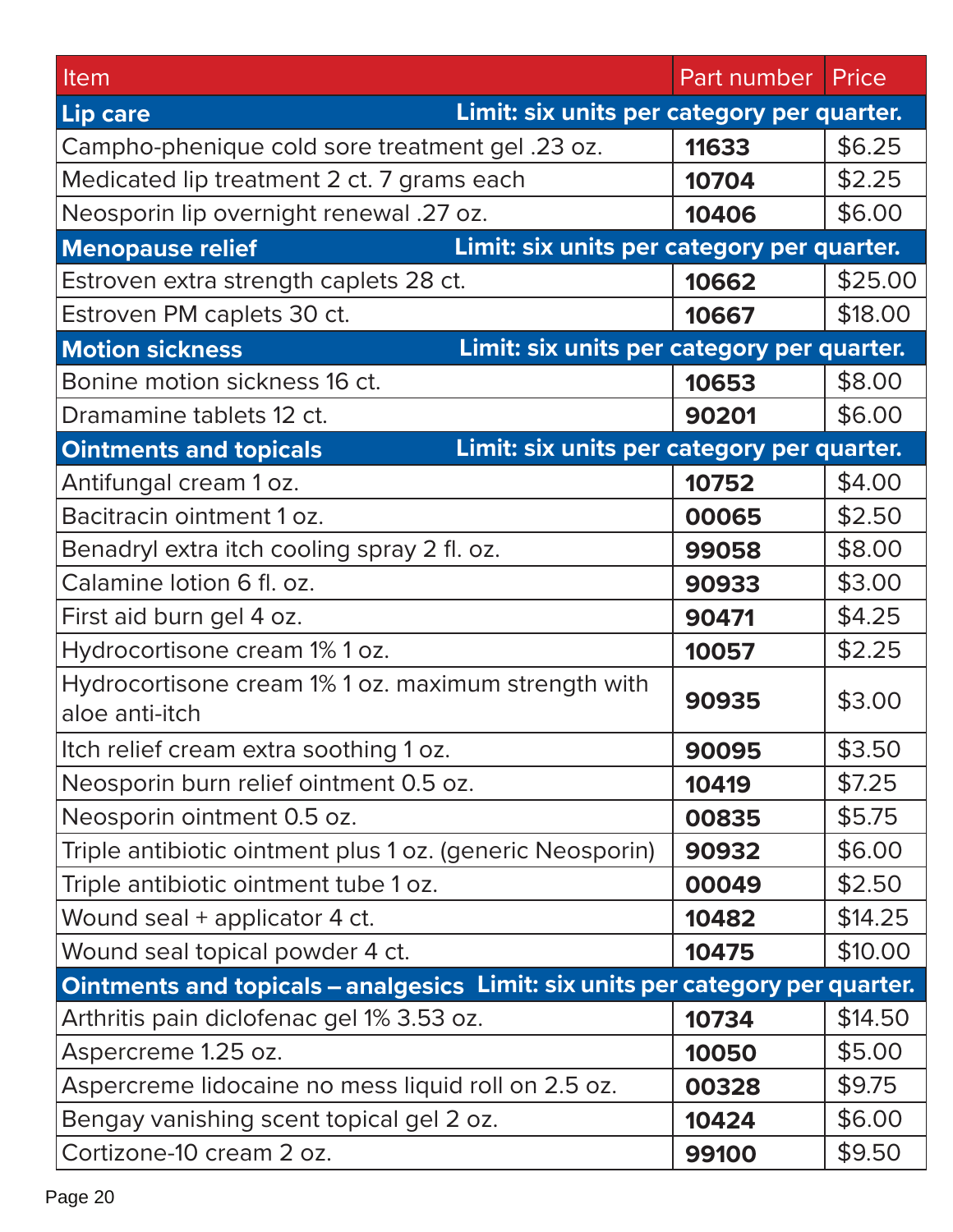| Item | Part number | Price |
|---|---|---|
| **Lip care** — Limit: six units per category per quarter. | | |
| Campho-phenique cold sore treatment gel .23 oz. | **11633** | $6.25 |
| Medicated lip treatment 2 ct. 7 grams each | **10704** | $2.25 |
| Neosporin lip overnight renewal .27 oz. | **10406** | $6.00 |
| **Menopause relief** — Limit: six units per category per quarter. | | |
| Estroven extra strength caplets 28 ct. | **10662** | $25.00 |
| Estroven PM caplets 30 ct. | **10667** | $18.00 |
| **Motion sickness** — Limit: six units per category per quarter. | | |
| Bonine motion sickness 16 ct. | **10653** | $8.00 |
| Dramamine tablets 12 ct. | **90201** | $6.00 |
| **Ointments and topicals** — Limit: six units per category per quarter. | | |
| Antifungal cream 1 oz. | **10752** | $4.00 |
| Bacitracin ointment 1 oz. | **00065** | $2.50 |
| Benadryl extra itch cooling spray 2 fl. oz. | **99058** | $8.00 |
| Calamine lotion 6 fl. oz. | **90933** | $3.00 |
| First aid burn gel 4 oz. | **90471** | $4.25 |
| Hydrocortisone cream 1% 1 oz. | **10057** | $2.25 |
| Hydrocortisone cream 1% 1 oz. maximum strength with aloe anti-itch | **90935** | $3.00 |
| Itch relief cream extra soothing 1 oz. | **90095** | $3.50 |
| Neosporin burn relief ointment 0.5 oz. | **10419** | $7.25 |
| Neosporin ointment 0.5 oz. | **00835** | $5.75 |
| Triple antibiotic ointment plus 1 oz. (generic Neosporin) | **90932** | $6.00 |
| Triple antibiotic ointment tube 1 oz. | **00049** | $2.50 |
| Wound seal + applicator 4 ct. | **10482** | $14.25 |
| Wound seal topical powder 4 ct. | **10475** | $10.00 |
| **Ointments and topicals – analgesics** — Limit: six units per category per quarter. | | |
| Arthritis pain diclofenac gel 1% 3.53 oz. | **10734** | $14.50 |
| Aspercreme 1.25 oz. | **10050** | $5.00 |
| Aspercreme lidocaine no mess liquid roll on 2.5 oz. | **00328** | $9.75 |
| Bengay vanishing scent topical gel 2 oz. | **10424** | $6.00 |
| Cortizone-10 cream 2 oz. | **99100** | $9.50 |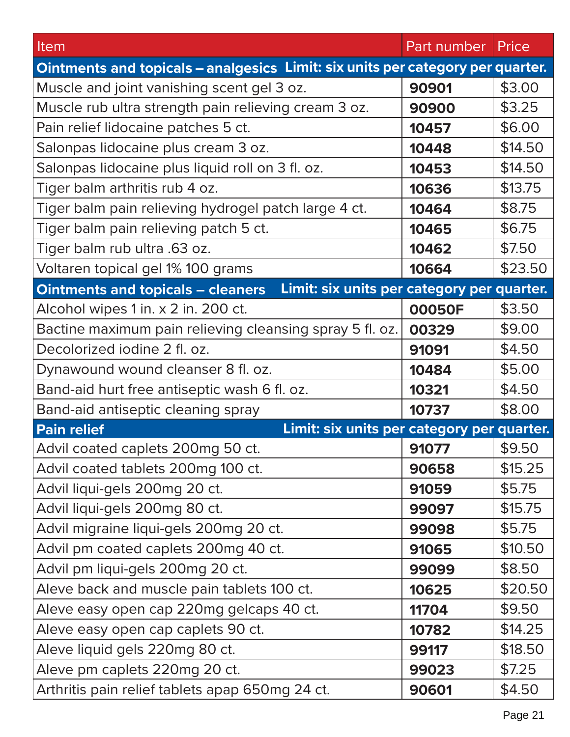| Item | Part number | Price |
|---|---|---|
| **Ointments and topicals – analgesics Limit: six units per category per quarter.** | | |
| Muscle and joint vanishing scent gel 3 oz. | **90901** | $3.00 |
| Muscle rub ultra strength pain relieving cream 3 oz. | **90900** | $3.25 |
| Pain relief lidocaine patches 5 ct. | **10457** | $6.00 |
| Salonpas lidocaine plus cream 3 oz. | **10448** | $14.50 |
| Salonpas lidocaine plus liquid roll on 3 fl. oz. | **10453** | $14.50 |
| Tiger balm arthritis rub 4 oz. | **10636** | $13.75 |
| Tiger balm pain relieving hydrogel patch large 4 ct. | **10464** | $8.75 |
| Tiger balm pain relieving patch 5 ct. | **10465** | $6.75 |
| Tiger balm rub ultra .63 oz. | **10462** | $7.50 |
| Voltaren topical gel 1% 100 grams | **10664** | $23.50 |
| **Ointments and topicals – cleaners Limit: six units per category per quarter.** | | |
| Alcohol wipes 1 in. x 2 in. 200 ct. | **00050F** | $3.50 |
| Bactine maximum pain relieving cleansing spray 5 fl. oz. | **00329** | $9.00 |
| Decolorized iodine 2 fl. oz. | **91091** | $4.50 |
| Dynawound wound cleanser 8 fl. oz. | **10484** | $5.00 |
| Band-aid hurt free antiseptic wash 6 fl. oz. | **10321** | $4.50 |
| Band-aid antiseptic cleaning spray | **10737** | $8.00 |
| **Pain relief Limit: six units per category per quarter.** | | |
| Advil coated caplets 200mg 50 ct. | **91077** | $9.50 |
| Advil coated tablets 200mg 100 ct. | **90658** | $15.25 |
| Advil liqui-gels 200mg 20 ct. | **91059** | $5.75 |
| Advil liqui-gels 200mg 80 ct. | **99097** | $15.75 |
| Advil migraine liqui-gels 200mg 20 ct. | **99098** | $5.75 |
| Advil pm coated caplets 200mg 40 ct. | **91065** | $10.50 |
| Advil pm liqui-gels 200mg 20 ct. | **99099** | $8.50 |
| Aleve back and muscle pain tablets 100 ct. | **10625** | $20.50 |
| Aleve easy open cap 220mg gelcaps 40 ct. | **11704** | $9.50 |
| Aleve easy open cap caplets 90 ct. | **10782** | $14.25 |
| Aleve liquid gels 220mg 80 ct. | **99117** | $18.50 |
| Aleve pm caplets 220mg 20 ct. | **99023** | $7.25 |
| Arthritis pain relief tablets apap 650mg 24 ct. | **90601** | $4.50 |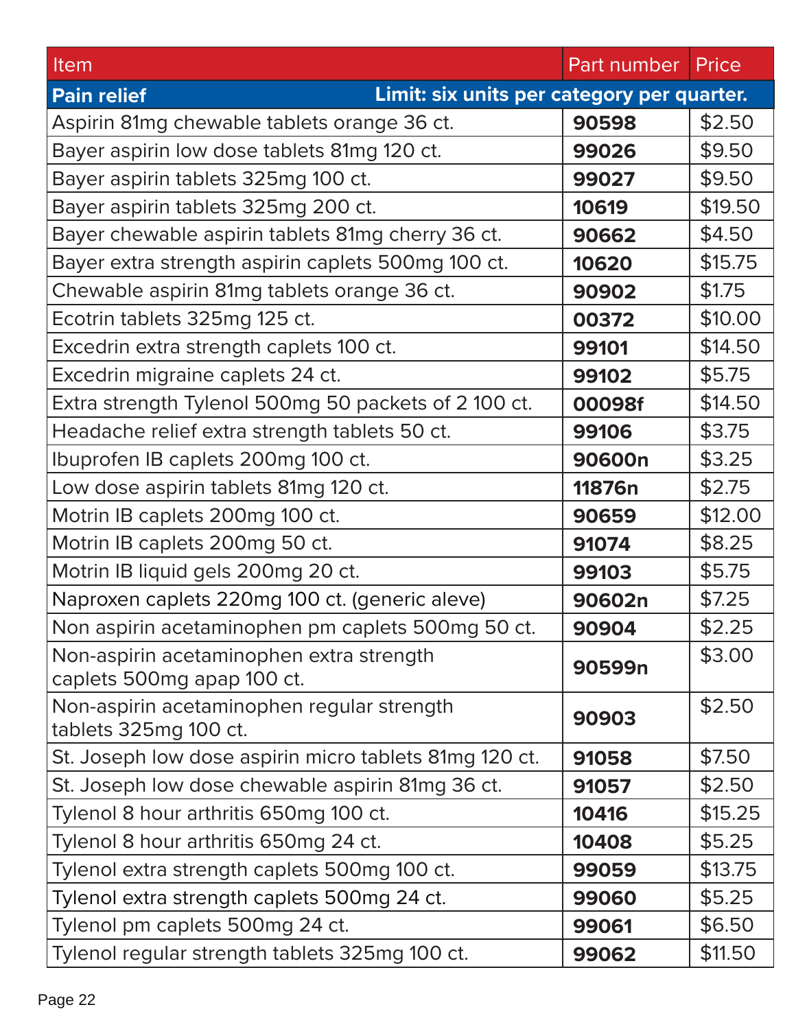| Item | Part number | Price |
|---|---|---|
| **Pain relief** **Limit: six units per category per quarter.** | | |
| Aspirin 81mg chewable tablets orange 36 ct. | **90598** | $2.50 |
| Bayer aspirin low dose tablets 81mg 120 ct. | **99026** | $9.50 |
| Bayer aspirin tablets 325mg 100 ct. | **99027** | $9.50 |
| Bayer aspirin tablets 325mg 200 ct. | **10619** | $19.50 |
| Bayer chewable aspirin tablets 81mg cherry 36 ct. | **90662** | $4.50 |
| Bayer extra strength aspirin caplets 500mg 100 ct. | **10620** | $15.75 |
| Chewable aspirin 81mg tablets orange 36 ct. | **90902** | $1.75 |
| Ecotrin tablets 325mg 125 ct. | **00372** | $10.00 |
| Excedrin extra strength caplets 100 ct. | **99101** | $14.50 |
| Excedrin migraine caplets 24 ct. | **99102** | $5.75 |
| Extra strength Tylenol 500mg 50 packets of 2 100 ct. | **00098f** | $14.50 |
| Headache relief extra strength tablets 50 ct. | **99106** | $3.75 |
| Ibuprofen IB caplets 200mg 100 ct. | **90600n** | $3.25 |
| Low dose aspirin tablets 81mg 120 ct. | **11876n** | $2.75 |
| Motrin IB caplets 200mg 100 ct. | **90659** | $12.00 |
| Motrin IB caplets 200mg 50 ct. | **91074** | $8.25 |
| Motrin IB liquid gels 200mg 20 ct. | **99103** | $5.75 |
| Naproxen caplets 220mg 100 ct. (generic aleve) | **90602n** | $7.25 |
| Non aspirin acetaminophen pm caplets 500mg 50 ct. | **90904** | $2.25 |
| Non-aspirin acetaminophen extra strength caplets 500mg apap 100 ct. | **90599n** | $3.00 |
| Non-aspirin acetaminophen regular strength tablets 325mg 100 ct. | **90903** | $2.50 |
| St. Joseph low dose aspirin micro tablets 81mg 120 ct. | **91058** | $7.50 |
| St. Joseph low dose chewable aspirin 81mg 36 ct. | **91057** | $2.50 |
| Tylenol 8 hour arthritis 650mg 100 ct. | **10416** | $15.25 |
| Tylenol 8 hour arthritis 650mg 24 ct. | **10408** | $5.25 |
| Tylenol extra strength caplets 500mg 100 ct. | **99059** | $13.75 |
| Tylenol extra strength caplets 500mg 24 ct. | **99060** | $5.25 |
| Tylenol pm caplets 500mg 24 ct. | **99061** | $6.50 |
| Tylenol regular strength tablets 325mg 100 ct. | **99062** | $11.50 |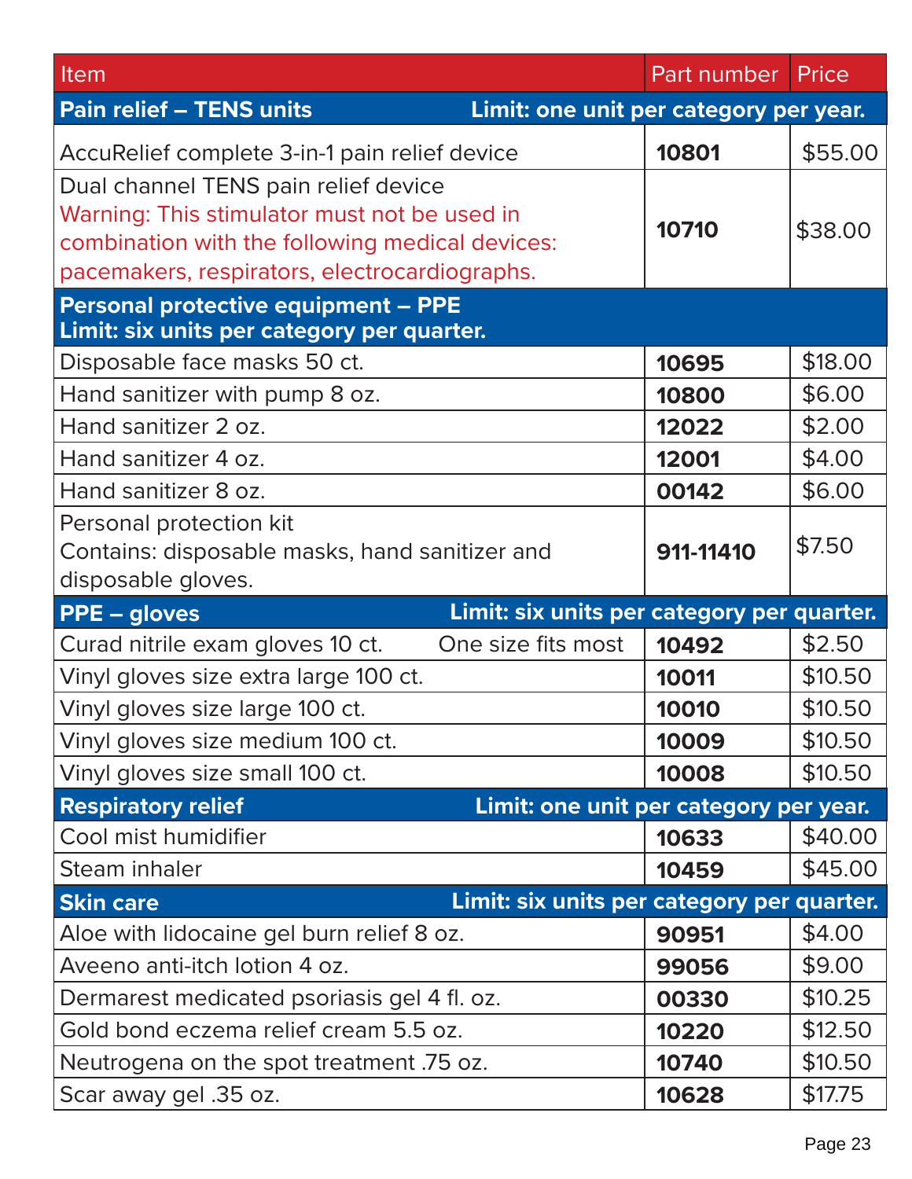| Item | Part number | Price |
|---|---|---|
| **Pain relief – TENS units** **Limit: one unit per category per year.** | | |
| AccuRelief complete 3-in-1 pain relief device | **10801** | $55.00 |
| Dual channel TENS pain relief device<br>Warning: This stimulator must not be used in combination with the following medical devices: pacemakers, respirators, electrocardiographs. | **10710** | $38.00 |
| **Personal protective equipment – PPE**<br>**Limit: six units per category per quarter.** | | |
| Disposable face masks 50 ct. | **10695** | $18.00 |
| Hand sanitizer with pump 8 oz. | **10800** | $6.00 |
| Hand sanitizer 2 oz. | **12022** | $2.00 |
| Hand sanitizer 4 oz. | **12001** | $4.00 |
| Hand sanitizer 8 oz. | **00142** | $6.00 |
| Personal protection kit<br>Contains: disposable masks, hand sanitizer and disposable gloves. | **911-11410** | $7.50 |
| **PPE – gloves** **Limit: six units per category per quarter.** | | |
| Curad nitrile exam gloves 10 ct. One size fits most | **10492** | $2.50 |
| Vinyl gloves size extra large 100 ct. | **10011** | $10.50 |
| Vinyl gloves size large 100 ct. | **10010** | $10.50 |
| Vinyl gloves size medium 100 ct. | **10009** | $10.50 |
| Vinyl gloves size small 100 ct. | **10008** | $10.50 |
| **Respiratory relief** **Limit: one unit per category per year.** | | |
| Cool mist humidifier | **10633** | $40.00 |
| Steam inhaler | **10459** | $45.00 |
| **Skin care** **Limit: six units per category per quarter.** | | |
| Aloe with lidocaine gel burn relief 8 oz. | **90951** | $4.00 |
| Aveeno anti-itch lotion 4 oz. | **99056** | $9.00 |
| Dermarest medicated psoriasis gel 4 fl. oz. | **00330** | $10.25 |
| Gold bond eczema relief cream 5.5 oz. | **10220** | $12.50 |
| Neutrogena on the spot treatment .75 oz. | **10740** | $10.50 |
| Scar away gel .35 oz. | **10628** | $17.75 |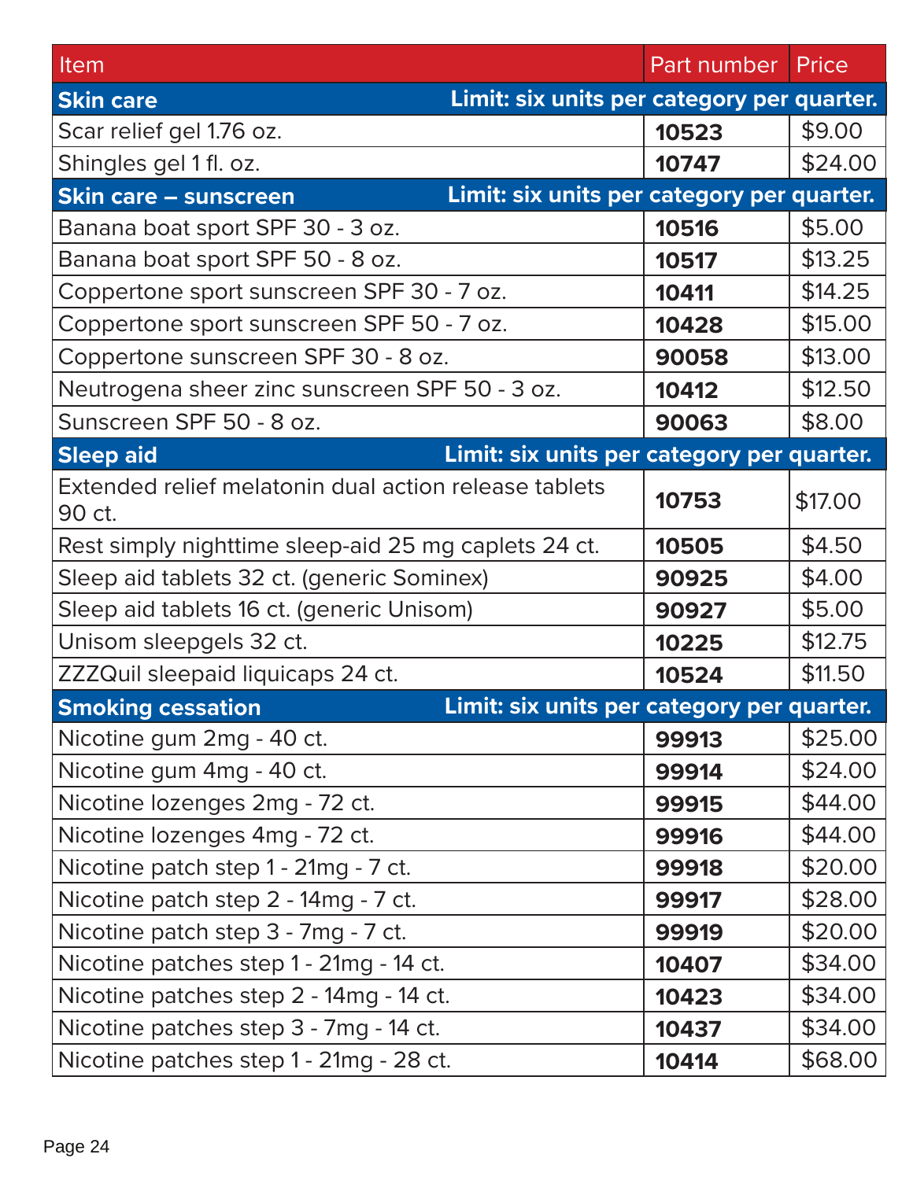| Item | Part number | Price |
|---|---|---|
| **Skin care** | **Limit: six units per category per quarter.** | |
| Scar relief gel 1.76 oz. | **10523** | $9.00 |
| Shingles gel 1 fl. oz. | **10747** | $24.00 |
| **Skin care – sunscreen** | **Limit: six units per category per quarter.** | |
| Banana boat sport SPF 30 - 3 oz. | **10516** | $5.00 |
| Banana boat sport SPF 50 - 8 oz. | **10517** | $13.25 |
| Coppertone sport sunscreen SPF 30 - 7 oz. | **10411** | $14.25 |
| Coppertone sport sunscreen SPF 50 - 7 oz. | **10428** | $15.00 |
| Coppertone sunscreen SPF 30 - 8 oz. | **90058** | $13.00 |
| Neutrogena sheer zinc sunscreen SPF 50 - 3 oz. | **10412** | $12.50 |
| Sunscreen SPF 50 - 8 oz. | **90063** | $8.00 |
| **Sleep aid** | **Limit: six units per category per quarter.** | |
| Extended relief melatonin dual action release tablets 90 ct. | **10753** | $17.00 |
| Rest simply nighttime sleep-aid 25 mg caplets 24 ct. | **10505** | $4.50 |
| Sleep aid tablets 32 ct. (generic Sominex) | **90925** | $4.00 |
| Sleep aid tablets 16 ct. (generic Unisom) | **90927** | $5.00 |
| Unisom sleepgels 32 ct. | **10225** | $12.75 |
| ZZZQuil sleepaid liquicaps 24 ct. | **10524** | $11.50 |
| **Smoking cessation** | **Limit: six units per category per quarter.** | |
| Nicotine gum 2mg - 40 ct. | **99913** | $25.00 |
| Nicotine gum 4mg - 40 ct. | **99914** | $24.00 |
| Nicotine lozenges 2mg - 72 ct. | **99915** | $44.00 |
| Nicotine lozenges 4mg - 72 ct. | **99916** | $44.00 |
| Nicotine patch step 1 - 21mg - 7 ct. | **99918** | $20.00 |
| Nicotine patch step 2 - 14mg - 7 ct. | **99917** | $28.00 |
| Nicotine patch step 3 - 7mg - 7 ct. | **99919** | $20.00 |
| Nicotine patches step 1 - 21mg - 14 ct. | **10407** | $34.00 |
| Nicotine patches step 2 - 14mg - 14 ct. | **10423** | $34.00 |
| Nicotine patches step 3 - 7mg - 14 ct. | **10437** | $34.00 |
| Nicotine patches step 1 - 21mg - 28 ct. | **10414** | $68.00 |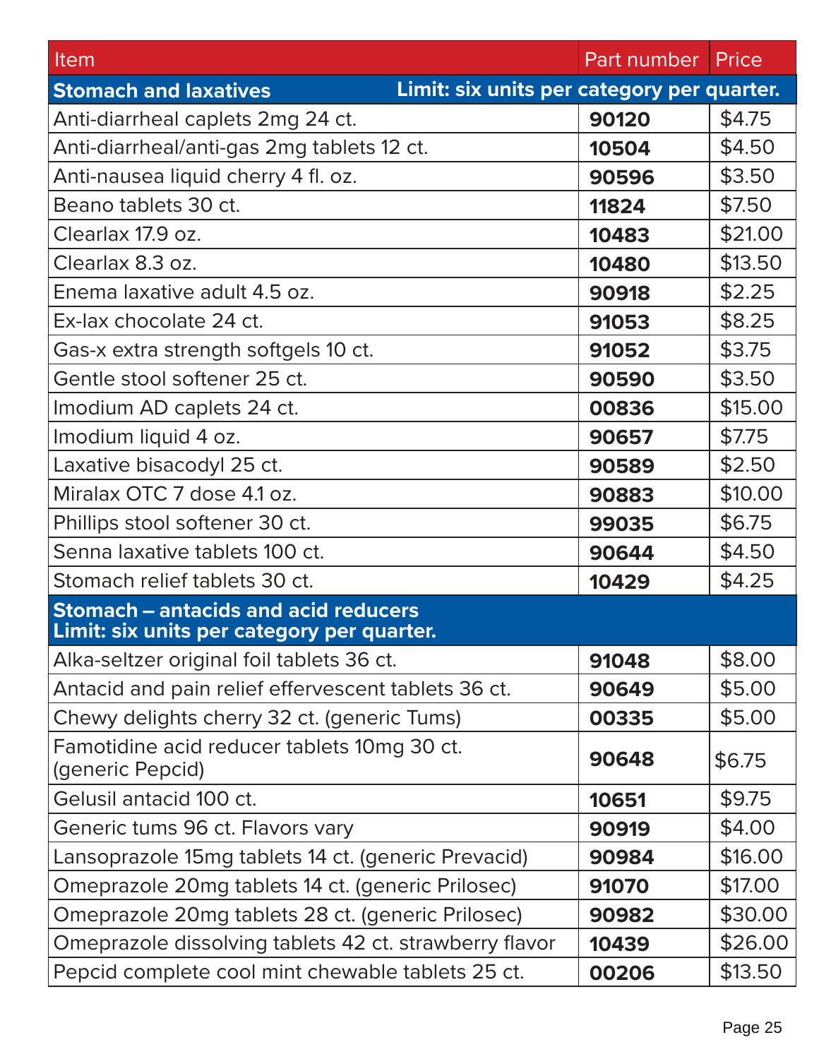| Item | Part number | Price |
|---|---|---|
| **Stomach and laxatives** **Limit: six units per category per quarter.** | | |
| Anti-diarrheal caplets 2mg 24 ct. | **90120** | $4.75 |
| Anti-diarrheal/anti-gas 2mg tablets 12 ct. | **10504** | $4.50 |
| Anti-nausea liquid cherry 4 fl. oz. | **90596** | $3.50 |
| Beano tablets 30 ct. | **11824** | $7.50 |
| Clearlax 17.9 oz. | **10483** | $21.00 |
| Clearlax 8.3 oz. | **10480** | $13.50 |
| Enema laxative adult 4.5 oz. | **90918** | $2.25 |
| Ex-lax chocolate 24 ct. | **91053** | $8.25 |
| Gas-x extra strength softgels 10 ct. | **91052** | $3.75 |
| Gentle stool softener 25 ct. | **90590** | $3.50 |
| Imodium AD caplets 24 ct. | **00836** | $15.00 |
| Imodium liquid 4 oz. | **90657** | $7.75 |
| Laxative bisacodyl 25 ct. | **90589** | $2.50 |
| Miralax OTC 7 dose 4.1 oz. | **90883** | $10.00 |
| Phillips stool softener 30 ct. | **99035** | $6.75 |
| Senna laxative tablets 100 ct. | **90644** | $4.50 |
| Stomach relief tablets 30 ct. | **10429** | $4.25 |
| **Stomach – antacids and acid reducers** **Limit: six units per category per quarter.** | | |
| Alka-seltzer original foil tablets 36 ct. | **91048** | $8.00 |
| Antacid and pain relief effervescent tablets 36 ct. | **90649** | $5.00 |
| Chewy delights cherry 32 ct. (generic Tums) | **00335** | $5.00 |
| Famotidine acid reducer tablets 10mg 30 ct. (generic Pepcid) | **90648** | $6.75 |
| Gelusil antacid 100 ct. | **10651** | $9.75 |
| Generic tums 96 ct. Flavors vary | **90919** | $4.00 |
| Lansoprazole 15mg tablets 14 ct. (generic Prevacid) | **90984** | $16.00 |
| Omeprazole 20mg tablets 14 ct. (generic Prilosec) | **91070** | $17.00 |
| Omeprazole 20mg tablets 28 ct. (generic Prilosec) | **90982** | $30.00 |
| Omeprazole dissolving tablets 42 ct. strawberry flavor | **10439** | $26.00 |
| Pepcid complete cool mint chewable tablets 25 ct. | **00206** | $13.50 |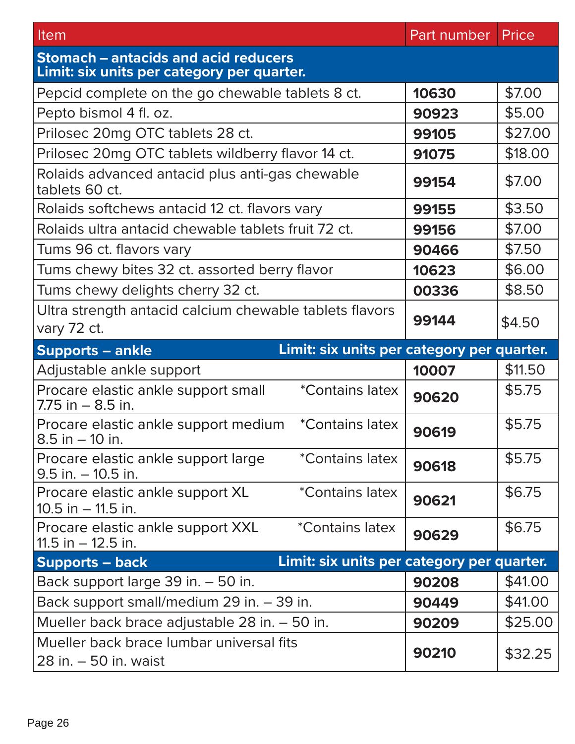| Item | Part number | Price |
|---|---|---|
| **Stomach – antacids and acid reducers Limit: six units per category per quarter.** | | |
| Pepcid complete on the go chewable tablets 8 ct. | **10630** | $7.00 |
| Pepto bismol 4 fl. oz. | **90923** | $5.00 |
| Prilosec 20mg OTC tablets 28 ct. | **99105** | $27.00 |
| Prilosec 20mg OTC tablets wildberry flavor 14 ct. | **91075** | $18.00 |
| Rolaids advanced antacid plus anti-gas chewable tablets 60 ct. | **99154** | $7.00 |
| Rolaids softchews antacid 12 ct. flavors vary | **99155** | $3.50 |
| Rolaids ultra antacid chewable tablets fruit 72 ct. | **99156** | $7.00 |
| Tums 96 ct. flavors vary | **90466** | $7.50 |
| Tums chewy bites 32 ct. assorted berry flavor | **10623** | $6.00 |
| Tums chewy delights cherry 32 ct. | **00336** | $8.50 |
| Ultra strength antacid calcium chewable tablets flavors vary 72 ct. | **99144** | $4.50 |
| **Supports – ankle** **Limit: six units per category per quarter.** | | |
| Adjustable ankle support | **10007** | $11.50 |
| Procare elastic ankle support small 7.75 in – 8.5 in. *Contains latex | **90620** | $5.75 |
| Procare elastic ankle support medium 8.5 in – 10 in. *Contains latex | **90619** | $5.75 |
| Procare elastic ankle support large 9.5 in. – 10.5 in. *Contains latex | **90618** | $5.75 |
| Procare elastic ankle support XL 10.5 in – 11.5 in. *Contains latex | **90621** | $6.75 |
| Procare elastic ankle support XXL 11.5 in – 12.5 in. *Contains latex | **90629** | $6.75 |
| **Supports – back** **Limit: six units per category per quarter.** | | |
| Back support large 39 in. – 50 in. | **90208** | $41.00 |
| Back support small/medium 29 in. – 39 in. | **90449** | $41.00 |
| Mueller back brace adjustable 28 in. – 50 in. | **90209** | $25.00 |
| Mueller back brace lumbar universal fits 28 in. – 50 in. waist | **90210** | $32.25 |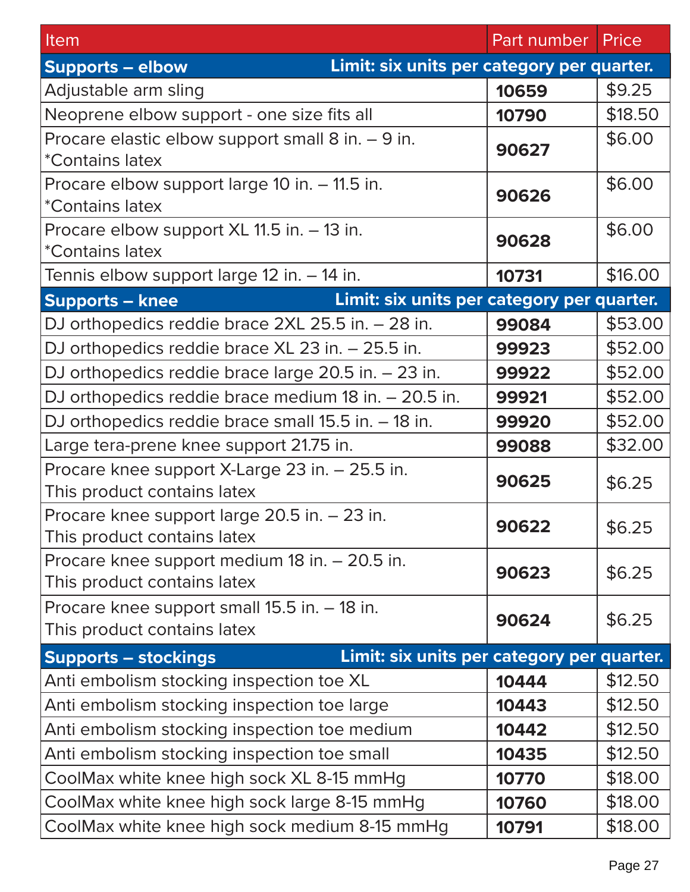| Item | Part number | Price |
|---|---|---|
| **Supports – elbow** **Limit: six units per category per quarter.** | | |
| Adjustable arm sling | **10659** | $9.25 |
| Neoprene elbow support - one size fits all | **10790** | $18.50 |
| Procare elastic elbow support small 8 in. – 9 in. *Contains latex | **90627** | $6.00 |
| Procare elbow support large 10 in. – 11.5 in. *Contains latex | **90626** | $6.00 |
| Procare elbow support XL 11.5 in. – 13 in. *Contains latex | **90628** | $6.00 |
| Tennis elbow support large 12 in. – 14 in. | **10731** | $16.00 |
| **Supports – knee** **Limit: six units per category per quarter.** | | |
| DJ orthopedics reddie brace 2XL 25.5 in. – 28 in. | **99084** | $53.00 |
| DJ orthopedics reddie brace XL 23 in. – 25.5 in. | **99923** | $52.00 |
| DJ orthopedics reddie brace large 20.5 in. – 23 in. | **99922** | $52.00 |
| DJ orthopedics reddie brace medium 18 in. – 20.5 in. | **99921** | $52.00 |
| DJ orthopedics reddie brace small 15.5 in. – 18 in. | **99920** | $52.00 |
| Large tera-prene knee support 21.75 in. | **99088** | $32.00 |
| Procare knee support X-Large 23 in. – 25.5 in. This product contains latex | **90625** | $6.25 |
| Procare knee support large 20.5 in. – 23 in. This product contains latex | **90622** | $6.25 |
| Procare knee support medium 18 in. – 20.5 in. This product contains latex | **90623** | $6.25 |
| Procare knee support small 15.5 in. – 18 in. This product contains latex | **90624** | $6.25 |
| **Supports – stockings** **Limit: six units per category per quarter.** | | |
| Anti embolism stocking inspection toe XL | **10444** | $12.50 |
| Anti embolism stocking inspection toe large | **10443** | $12.50 |
| Anti embolism stocking inspection toe medium | **10442** | $12.50 |
| Anti embolism stocking inspection toe small | **10435** | $12.50 |
| CoolMax white knee high sock XL 8-15 mmHg | **10770** | $18.00 |
| CoolMax white knee high sock large 8-15 mmHg | **10760** | $18.00 |
| CoolMax white knee high sock medium 8-15 mmHg | **10791** | $18.00 |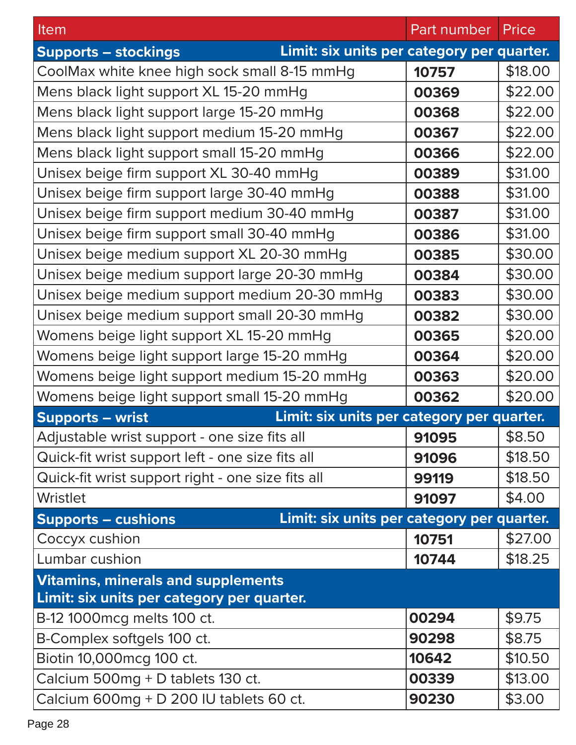| Item | Part number | Price |
|---|---|---|
| **Supports – stockings** Limit: six units per category per quarter. | | |
| CoolMax white knee high sock small 8-15 mmHg | **10757** | $18.00 |
| Mens black light support XL 15-20 mmHg | **00369** | $22.00 |
| Mens black light support large 15-20 mmHg | **00368** | $22.00 |
| Mens black light support medium 15-20 mmHg | **00367** | $22.00 |
| Mens black light support small 15-20 mmHg | **00366** | $22.00 |
| Unisex beige firm support XL 30-40 mmHg | **00389** | $31.00 |
| Unisex beige firm support large 30-40 mmHg | **00388** | $31.00 |
| Unisex beige firm support medium 30-40 mmHg | **00387** | $31.00 |
| Unisex beige firm support small 30-40 mmHg | **00386** | $31.00 |
| Unisex beige medium support XL 20-30 mmHg | **00385** | $30.00 |
| Unisex beige medium support large 20-30 mmHg | **00384** | $30.00 |
| Unisex beige medium support medium 20-30 mmHg | **00383** | $30.00 |
| Unisex beige medium support small 20-30 mmHg | **00382** | $30.00 |
| Womens beige light support XL 15-20 mmHg | **00365** | $20.00 |
| Womens beige light support large 15-20 mmHg | **00364** | $20.00 |
| Womens beige light support medium 15-20 mmHg | **00363** | $20.00 |
| Womens beige light support small 15-20 mmHg | **00362** | $20.00 |
| **Supports – wrist** Limit: six units per category per quarter. | | |
| Adjustable wrist support - one size fits all | **91095** | $8.50 |
| Quick-fit wrist support left - one size fits all | **91096** | $18.50 |
| Quick-fit wrist support right - one size fits all | **99119** | $18.50 |
| Wristlet | **91097** | $4.00 |
| **Supports – cushions** Limit: six units per category per quarter. | | |
| Coccyx cushion | **10751** | $27.00 |
| Lumbar cushion | **10744** | $18.25 |
| **Vitamins, minerals and supplements** Limit: six units per category per quarter. | | |
| B-12 1000mcg melts 100 ct. | **00294** | $9.75 |
| B-Complex softgels 100 ct. | **90298** | $8.75 |
| Biotin 10,000mcg 100 ct. | **10642** | $10.50 |
| Calcium 500mg + D tablets 130 ct. | **00339** | $13.00 |
| Calcium 600mg + D 200 IU tablets 60 ct. | **90230** | $3.00 |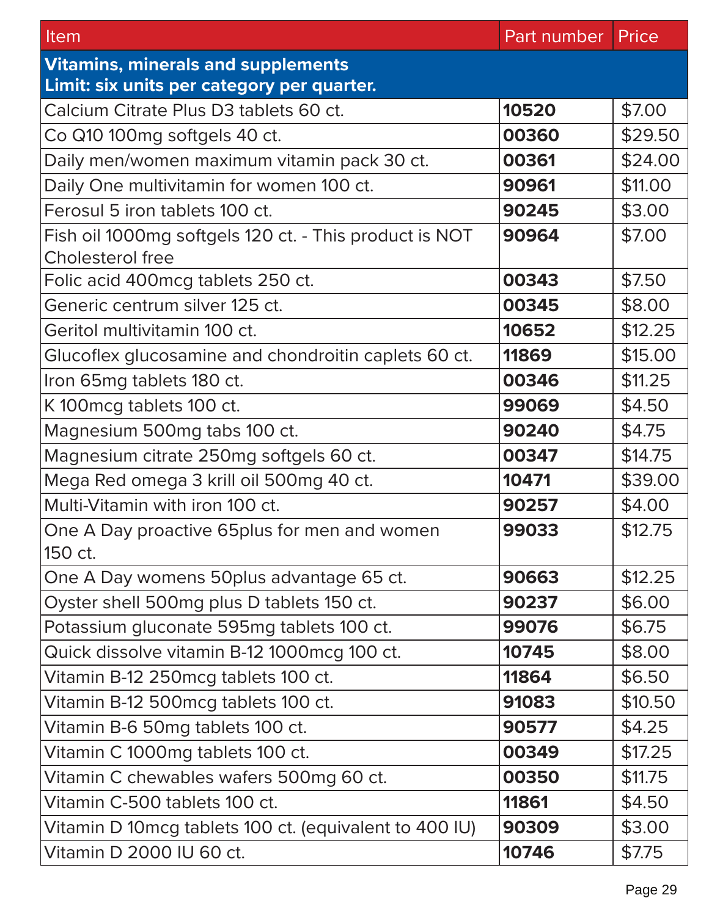| Item | Part number | Price |
|---|---|---|
| **Vitamins, minerals and supplements Limit: six units per category per quarter.** | | |
| Calcium Citrate Plus D3 tablets 60 ct. | **10520** | $7.00 |
| Co Q10 100mg softgels 40 ct. | **00360** | $29.50 |
| Daily men/women maximum vitamin pack 30 ct. | **00361** | $24.00 |
| Daily One multivitamin for women 100 ct. | **90961** | $11.00 |
| Ferosul 5 iron tablets 100 ct. | **90245** | $3.00 |
| Fish oil 1000mg softgels 120 ct. - This product is NOT Cholesterol free | **90964** | $7.00 |
| Folic acid 400mcg tablets 250 ct. | **00343** | $7.50 |
| Generic centrum silver 125 ct. | **00345** | $8.00 |
| Geritol multivitamin 100 ct. | **10652** | $12.25 |
| Glucoflex glucosamine and chondroitin caplets 60 ct. | **11869** | $15.00 |
| Iron 65mg tablets 180 ct. | **00346** | $11.25 |
| K 100mcg tablets 100 ct. | **99069** | $4.50 |
| Magnesium 500mg tabs 100 ct. | **90240** | $4.75 |
| Magnesium citrate 250mg softgels 60 ct. | **00347** | $14.75 |
| Mega Red omega 3 krill oil 500mg 40 ct. | **10471** | $39.00 |
| Multi-Vitamin with iron 100 ct. | **90257** | $4.00 |
| One A Day proactive 65plus for men and women 150 ct. | **99033** | $12.75 |
| One A Day womens 50plus advantage 65 ct. | **90663** | $12.25 |
| Oyster shell 500mg plus D tablets 150 ct. | **90237** | $6.00 |
| Potassium gluconate 595mg tablets 100 ct. | **99076** | $6.75 |
| Quick dissolve vitamin B-12 1000mcg 100 ct. | **10745** | $8.00 |
| Vitamin B-12 250mcg tablets 100 ct. | **11864** | $6.50 |
| Vitamin B-12 500mcg tablets 100 ct. | **91083** | $10.50 |
| Vitamin B-6 50mg tablets 100 ct. | **90577** | $4.25 |
| Vitamin C 1000mg tablets 100 ct. | **00349** | $17.25 |
| Vitamin C chewables wafers 500mg 60 ct. | **00350** | $11.75 |
| Vitamin C-500 tablets 100 ct. | **11861** | $4.50 |
| Vitamin D 10mcg tablets 100 ct. (equivalent to 400 IU) | **90309** | $3.00 |
| Vitamin D 2000 IU 60 ct. | **10746** | $7.75 |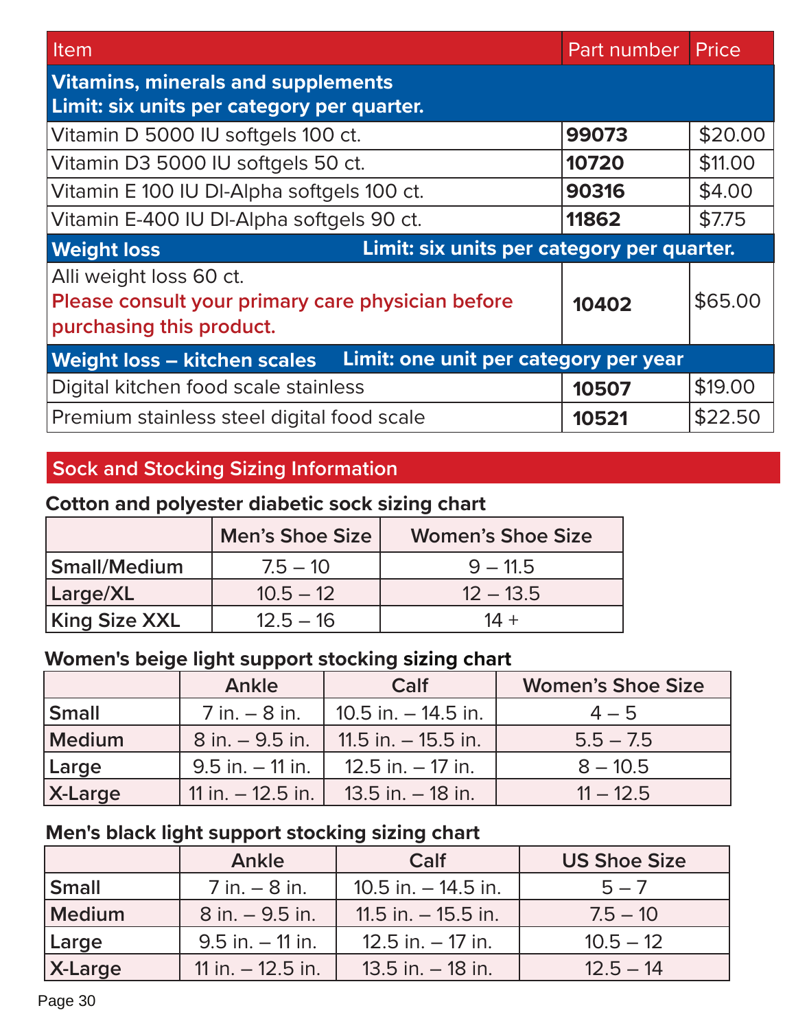| Item | Part number | Price |
| --- | --- | --- |
| **Vitamins, minerals and supplements Limit: six units per category per quarter.** | | |
| Vitamin D 5000 IU softgels 100 ct. | **99073** | $20.00 |
| Vitamin D3 5000 IU softgels 50 ct. | **10720** | $11.00 |
| Vitamin E 100 IU Dl-Alpha softgels 100 ct. | **90316** | $4.00 |
| Vitamin E-400 IU Dl-Alpha softgels 90 ct. | **11862** | $7.75 |
| **Weight loss** **Limit: six units per category per quarter.** | | |
| Alli weight loss 60 ct. **Please consult your primary care physician before purchasing this product.** | **10402** | $65.00 |
| **Weight loss – kitchen scales** **Limit: one unit per category per year** | | |
| Digital kitchen food scale stainless | **10507** | $19.00 |
| Premium stainless steel digital food scale | **10521** | $22.50 |

## Sock and Stocking Sizing Information

### Cotton and polyester diabetic sock sizing chart

| | Men's Shoe Size | Women's Shoe Size |
| --- | --- | --- |
| **Small/Medium** | 7.5 – 10 | 9 – 11.5 |
| **Large/XL** | 10.5 – 12 | 12 – 13.5 |
| **King Size XXL** | 12.5 – 16 | 14 + |

### Women's beige light support stocking sizing chart

| | Ankle | Calf | Women's Shoe Size |
| --- | --- | --- | --- |
| **Small** | 7 in. – 8 in. | 10.5 in. – 14.5 in. | 4 – 5 |
| **Medium** | 8 in. – 9.5 in. | 11.5 in. – 15.5 in. | 5.5 – 7.5 |
| **Large** | 9.5 in. – 11 in. | 12.5 in. – 17 in. | 8 – 10.5 |
| **X-Large** | 11 in. – 12.5 in. | 13.5 in. – 18 in. | 11 – 12.5 |

### Men's black light support stocking sizing chart

| | Ankle | Calf | US Shoe Size |
| --- | --- | --- | --- |
| **Small** | 7 in. – 8 in. | 10.5 in. – 14.5 in. | 5 – 7 |
| **Medium** | 8 in. – 9.5 in. | 11.5 in. – 15.5 in. | 7.5 – 10 |
| **Large** | 9.5 in. – 11 in. | 12.5 in. – 17 in. | 10.5 – 12 |
| **X-Large** | 11 in. – 12.5 in. | 13.5 in. – 18 in. | 12.5 – 14 |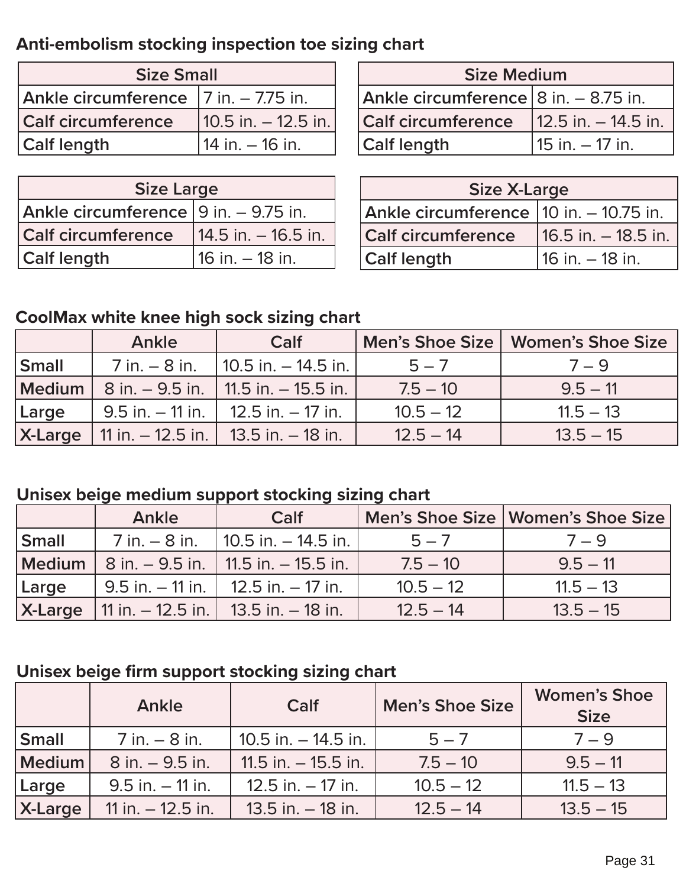## Anti-embolism stocking inspection toe sizing chart

| Size Small | |
|---|---|
| Ankle circumference | 7 in. – 7.75 in. |
| Calf circumference | 10.5 in. – 12.5 in. |
| Calf length | 14 in. – 16 in. |

| Size Medium | |
|---|---|
| Ankle circumference | 8 in. – 8.75 in. |
| Calf circumference | 12.5 in. – 14.5 in. |
| Calf length | 15 in. – 17 in. |

| Size Large | |
|---|---|
| Ankle circumference | 9 in. – 9.75 in. |
| Calf circumference | 14.5 in. – 16.5 in. |
| Calf length | 16 in. – 18 in. |

| Size X-Large | |
|---|---|
| Ankle circumference | 10 in. – 10.75 in. |
| Calf circumference | 16.5 in. – 18.5 in. |
| Calf length | 16 in. – 18 in. |

## CoolMax white knee high sock sizing chart

| | Ankle | Calf | Men's Shoe Size | Women's Shoe Size |
|---|---|---|---|---|
| **Small** | 7 in. – 8 in. | 10.5 in. – 14.5 in. | 5 – 7 | 7 – 9 |
| **Medium** | 8 in. – 9.5 in. | 11.5 in. – 15.5 in. | 7.5 – 10 | 9.5 – 11 |
| **Large** | 9.5 in. – 11 in. | 12.5 in. – 17 in. | 10.5 – 12 | 11.5 – 13 |
| **X-Large** | 11 in. – 12.5 in. | 13.5 in. – 18 in. | 12.5 – 14 | 13.5 – 15 |

## Unisex beige medium support stocking sizing chart

| | Ankle | Calf | Men's Shoe Size | Women's Shoe Size |
|---|---|---|---|---|
| **Small** | 7 in. – 8 in. | 10.5 in. – 14.5 in. | 5 – 7 | 7 – 9 |
| **Medium** | 8 in. – 9.5 in. | 11.5 in. – 15.5 in. | 7.5 – 10 | 9.5 – 11 |
| **Large** | 9.5 in. – 11 in. | 12.5 in. – 17 in. | 10.5 – 12 | 11.5 – 13 |
| **X-Large** | 11 in. – 12.5 in. | 13.5 in. – 18 in. | 12.5 – 14 | 13.5 – 15 |

## Unisex beige firm support stocking sizing chart

| | Ankle | Calf | Men's Shoe Size | Women's Shoe Size |
|---|---|---|---|---|
| **Small** | 7 in. – 8 in. | 10.5 in. – 14.5 in. | 5 – 7 | 7 – 9 |
| **Medium** | 8 in. – 9.5 in. | 11.5 in. – 15.5 in. | 7.5 – 10 | 9.5 – 11 |
| **Large** | 9.5 in. – 11 in. | 12.5 in. – 17 in. | 10.5 – 12 | 11.5 – 13 |
| **X-Large** | 11 in. – 12.5 in. | 13.5 in. – 18 in. | 12.5 – 14 | 13.5 – 15 |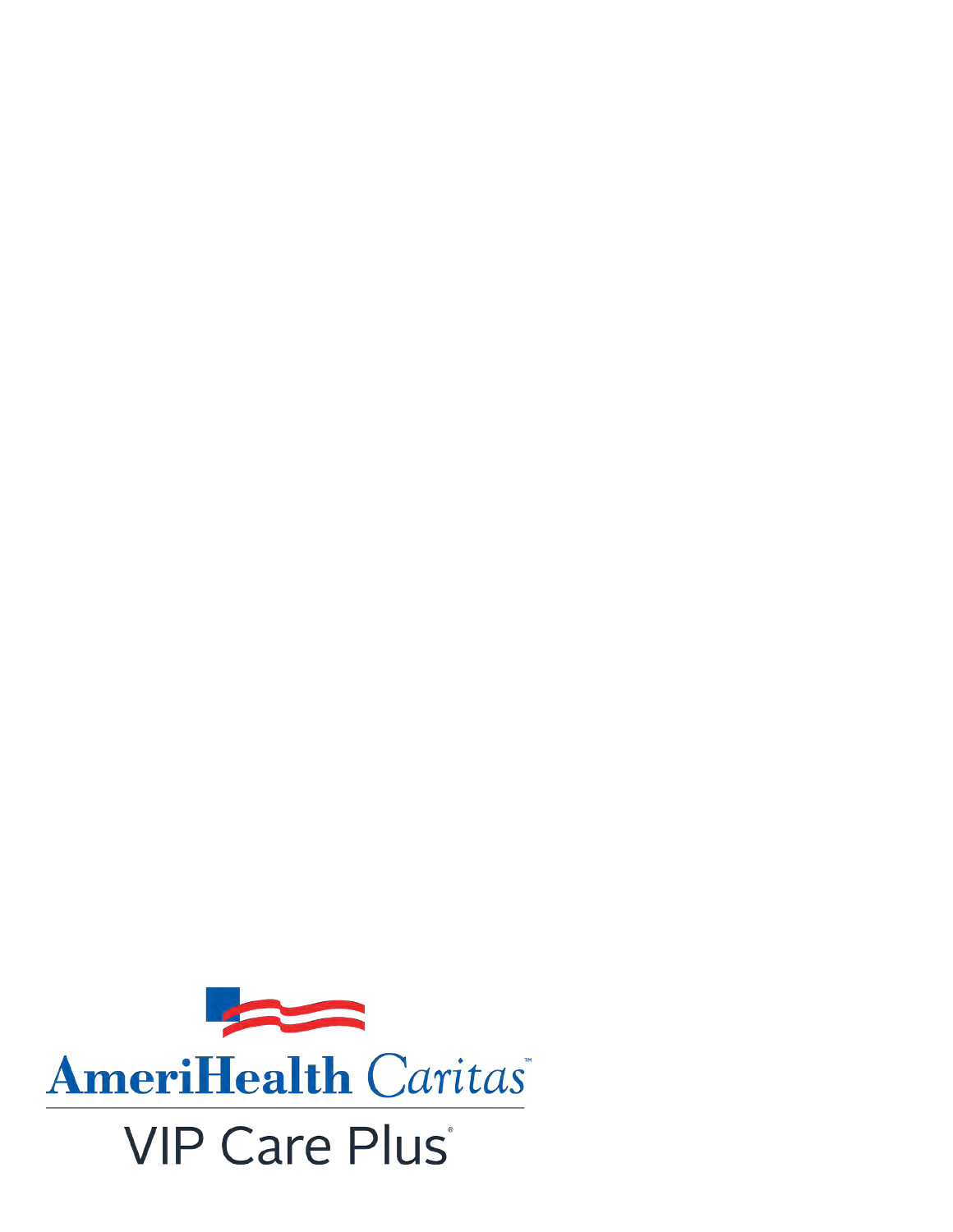AmeriHealth Caritas™

VIP Care Plus®